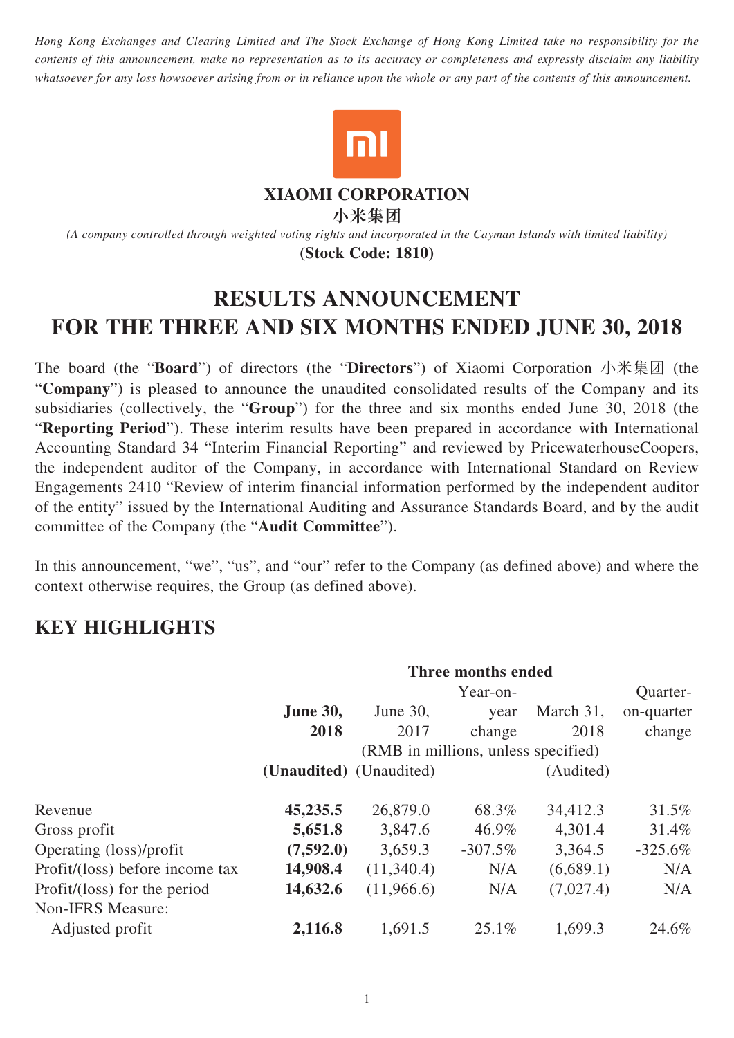*Hong Kong Exchanges and Clearing Limited and The Stock Exchange of Hong Kong Limited take no responsibility for the contents of this announcement, make no representation as to its accuracy or completeness and expressly disclaim any liability whatsoever for any loss howsoever arising from or in reliance upon the whole or any part of the contents of this announcement.*

**XIAOMI CORPORATION**
**小米集团**
*(A company controlled through weighted voting rights and incorporated in the Cayman Islands with limited liability)*
**(Stock Code: 1810)**

# RESULTS ANNOUNCEMENT FOR THE THREE AND SIX MONTHS ENDED JUNE 30, 2018

The board (the "**Board**") of directors (the "**Directors**") of Xiaomi Corporation 小米集团 (the "**Company**") is pleased to announce the unaudited consolidated results of the Company and its subsidiaries (collectively, the "**Group**") for the three and six months ended June 30, 2018 (the "**Reporting Period**"). These interim results have been prepared in accordance with International Accounting Standard 34 "Interim Financial Reporting" and reviewed by PricewaterhouseCoopers, the independent auditor of the Company, in accordance with International Standard on Review Engagements 2410 "Review of interim financial information performed by the independent auditor of the entity" issued by the International Auditing and Assurance Standards Board, and by the audit committee of the Company (the "**Audit Committee**").

In this announcement, "we", "us", and "our" refer to the Company (as defined above) and where the context otherwise requires, the Group (as defined above).

## KEY HIGHLIGHTS

| | **Three months ended** | | | | |
|---|---|---|---|---|---|
| | **June 30, 2018** | June 30, 2017 | Year-on-year change | March 31, 2018 | Quarter-on-quarter change |
| | (RMB in millions, unless specified) | | | | |
| | **(Unaudited)** | (Unaudited) | | (Audited) | |
| Revenue | **45,235.5** | 26,879.0 | 68.3% | 34,412.3 | 31.5% |
| Gross profit | **5,651.8** | 3,847.6 | 46.9% | 4,301.4 | 31.4% |
| Operating (loss)/profit | **(7,592.0)** | 3,659.3 | -307.5% | 3,364.5 | -325.6% |
| Profit/(loss) before income tax | **14,908.4** | (11,340.4) | N/A | (6,689.1) | N/A |
| Profit/(loss) for the period | **14,632.6** | (11,966.6) | N/A | (7,027.4) | N/A |
| Non-IFRS Measure: | | | | | |
| Adjusted profit | **2,116.8** | 1,691.5 | 25.1% | 1,699.3 | 24.6% |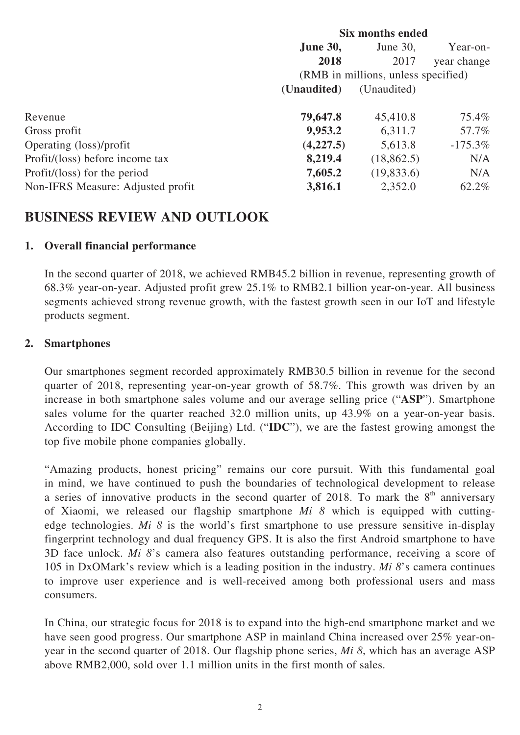| | Six months ended | | |
|---|---|---|---|
| | **June 30, 2018** | June 30, 2017 | Year-on-year change |
| | (RMB in millions, unless specified) | | |
| | **(Unaudited)** | (Unaudited) | |
| Revenue | **79,647.8** | 45,410.8 | 75.4% |
| Gross profit | **9,953.2** | 6,311.7 | 57.7% |
| Operating (loss)/profit | **(4,227.5)** | 5,613.8 | -175.3% |
| Profit/(loss) before income tax | **8,219.4** | (18,862.5) | N/A |
| Profit/(loss) for the period | **7,605.2** | (19,833.6) | N/A |
| Non-IFRS Measure: Adjusted profit | **3,816.1** | 2,352.0 | 62.2% |

# BUSINESS REVIEW AND OUTLOOK

## 1. Overall financial performance

In the second quarter of 2018, we achieved RMB45.2 billion in revenue, representing growth of 68.3% year-on-year. Adjusted profit grew 25.1% to RMB2.1 billion year-on-year. All business segments achieved strong revenue growth, with the fastest growth seen in our IoT and lifestyle products segment.

## 2. Smartphones

Our smartphones segment recorded approximately RMB30.5 billion in revenue for the second quarter of 2018, representing year-on-year growth of 58.7%. This growth was driven by an increase in both smartphone sales volume and our average selling price ("**ASP**"). Smartphone sales volume for the quarter reached 32.0 million units, up 43.9% on a year-on-year basis. According to IDC Consulting (Beijing) Ltd. ("**IDC**"), we are the fastest growing amongst the top five mobile phone companies globally.

"Amazing products, honest pricing" remains our core pursuit. With this fundamental goal in mind, we have continued to push the boundaries of technological development to release a series of innovative products in the second quarter of 2018. To mark the 8th anniversary of Xiaomi, we released our flagship smartphone *Mi 8* which is equipped with cutting-edge technologies. *Mi 8* is the world's first smartphone to use pressure sensitive in-display fingerprint technology and dual frequency GPS. It is also the first Android smartphone to have 3D face unlock. *Mi 8*'s camera also features outstanding performance, receiving a score of 105 in DxOMark's review which is a leading position in the industry. *Mi 8*'s camera continues to improve user experience and is well-received among both professional users and mass consumers.

In China, our strategic focus for 2018 is to expand into the high-end smartphone market and we have seen good progress. Our smartphone ASP in mainland China increased over 25% year-on-year in the second quarter of 2018. Our flagship phone series, *Mi 8*, which has an average ASP above RMB2,000, sold over 1.1 million units in the first month of sales.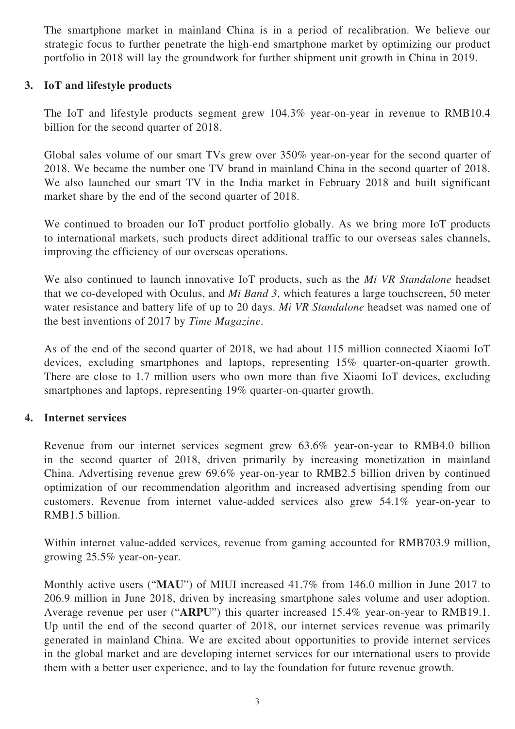The smartphone market in mainland China is in a period of recalibration. We believe our strategic focus to further penetrate the high-end smartphone market by optimizing our product portfolio in 2018 will lay the groundwork for further shipment unit growth in China in 2019.

### 3. IoT and lifestyle products

The IoT and lifestyle products segment grew 104.3% year-on-year in revenue to RMB10.4 billion for the second quarter of 2018.

Global sales volume of our smart TVs grew over 350% year-on-year for the second quarter of 2018. We became the number one TV brand in mainland China in the second quarter of 2018. We also launched our smart TV in the India market in February 2018 and built significant market share by the end of the second quarter of 2018.

We continued to broaden our IoT product portfolio globally. As we bring more IoT products to international markets, such products direct additional traffic to our overseas sales channels, improving the efficiency of our overseas operations.

We also continued to launch innovative IoT products, such as the *Mi VR Standalone* headset that we co-developed with Oculus, and *Mi Band 3*, which features a large touchscreen, 50 meter water resistance and battery life of up to 20 days. *Mi VR Standalone* headset was named one of the best inventions of 2017 by *Time Magazine*.

As of the end of the second quarter of 2018, we had about 115 million connected Xiaomi IoT devices, excluding smartphones and laptops, representing 15% quarter-on-quarter growth. There are close to 1.7 million users who own more than five Xiaomi IoT devices, excluding smartphones and laptops, representing 19% quarter-on-quarter growth.

### 4. Internet services

Revenue from our internet services segment grew 63.6% year-on-year to RMB4.0 billion in the second quarter of 2018, driven primarily by increasing monetization in mainland China. Advertising revenue grew 69.6% year-on-year to RMB2.5 billion driven by continued optimization of our recommendation algorithm and increased advertising spending from our customers. Revenue from internet value-added services also grew 54.1% year-on-year to RMB1.5 billion.

Within internet value-added services, revenue from gaming accounted for RMB703.9 million, growing 25.5% year-on-year.

Monthly active users ("**MAU**") of MIUI increased 41.7% from 146.0 million in June 2017 to 206.9 million in June 2018, driven by increasing smartphone sales volume and user adoption. Average revenue per user ("**ARPU**") this quarter increased 15.4% year-on-year to RMB19.1. Up until the end of the second quarter of 2018, our internet services revenue was primarily generated in mainland China. We are excited about opportunities to provide internet services in the global market and are developing internet services for our international users to provide them with a better user experience, and to lay the foundation for future revenue growth.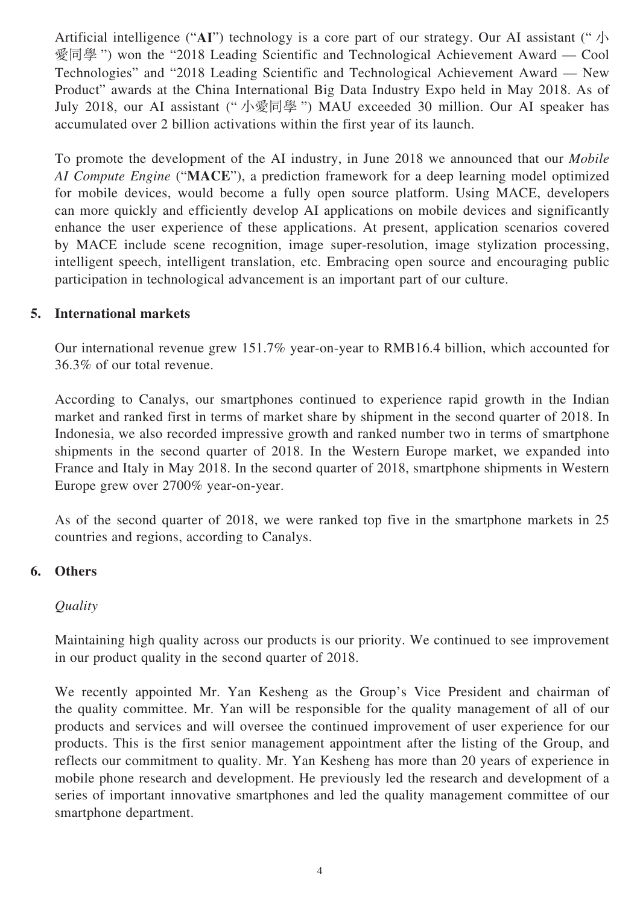Artificial intelligence ("**AI**") technology is a core part of our strategy. Our AI assistant ("小愛同學") won the "2018 Leading Scientific and Technological Achievement Award — Cool Technologies" and "2018 Leading Scientific and Technological Achievement Award — New Product" awards at the China International Big Data Industry Expo held in May 2018. As of July 2018, our AI assistant ("小愛同學") MAU exceeded 30 million. Our AI speaker has accumulated over 2 billion activations within the first year of its launch.

To promote the development of the AI industry, in June 2018 we announced that our *Mobile AI Compute Engine* ("**MACE**"), a prediction framework for a deep learning model optimized for mobile devices, would become a fully open source platform. Using MACE, developers can more quickly and efficiently develop AI applications on mobile devices and significantly enhance the user experience of these applications. At present, application scenarios covered by MACE include scene recognition, image super-resolution, image stylization processing, intelligent speech, intelligent translation, etc. Embracing open source and encouraging public participation in technological advancement is an important part of our culture.

## 5. International markets

Our international revenue grew 151.7% year-on-year to RMB16.4 billion, which accounted for 36.3% of our total revenue.

According to Canalys, our smartphones continued to experience rapid growth in the Indian market and ranked first in terms of market share by shipment in the second quarter of 2018. In Indonesia, we also recorded impressive growth and ranked number two in terms of smartphone shipments in the second quarter of 2018. In the Western Europe market, we expanded into France and Italy in May 2018. In the second quarter of 2018, smartphone shipments in Western Europe grew over 2700% year-on-year.

As of the second quarter of 2018, we were ranked top five in the smartphone markets in 25 countries and regions, according to Canalys.

## 6. Others

*Quality*

Maintaining high quality across our products is our priority. We continued to see improvement in our product quality in the second quarter of 2018.

We recently appointed Mr. Yan Kesheng as the Group's Vice President and chairman of the quality committee. Mr. Yan will be responsible for the quality management of all of our products and services and will oversee the continued improvement of user experience for our products. This is the first senior management appointment after the listing of the Group, and reflects our commitment to quality. Mr. Yan Kesheng has more than 20 years of experience in mobile phone research and development. He previously led the research and development of a series of important innovative smartphones and led the quality management committee of our smartphone department.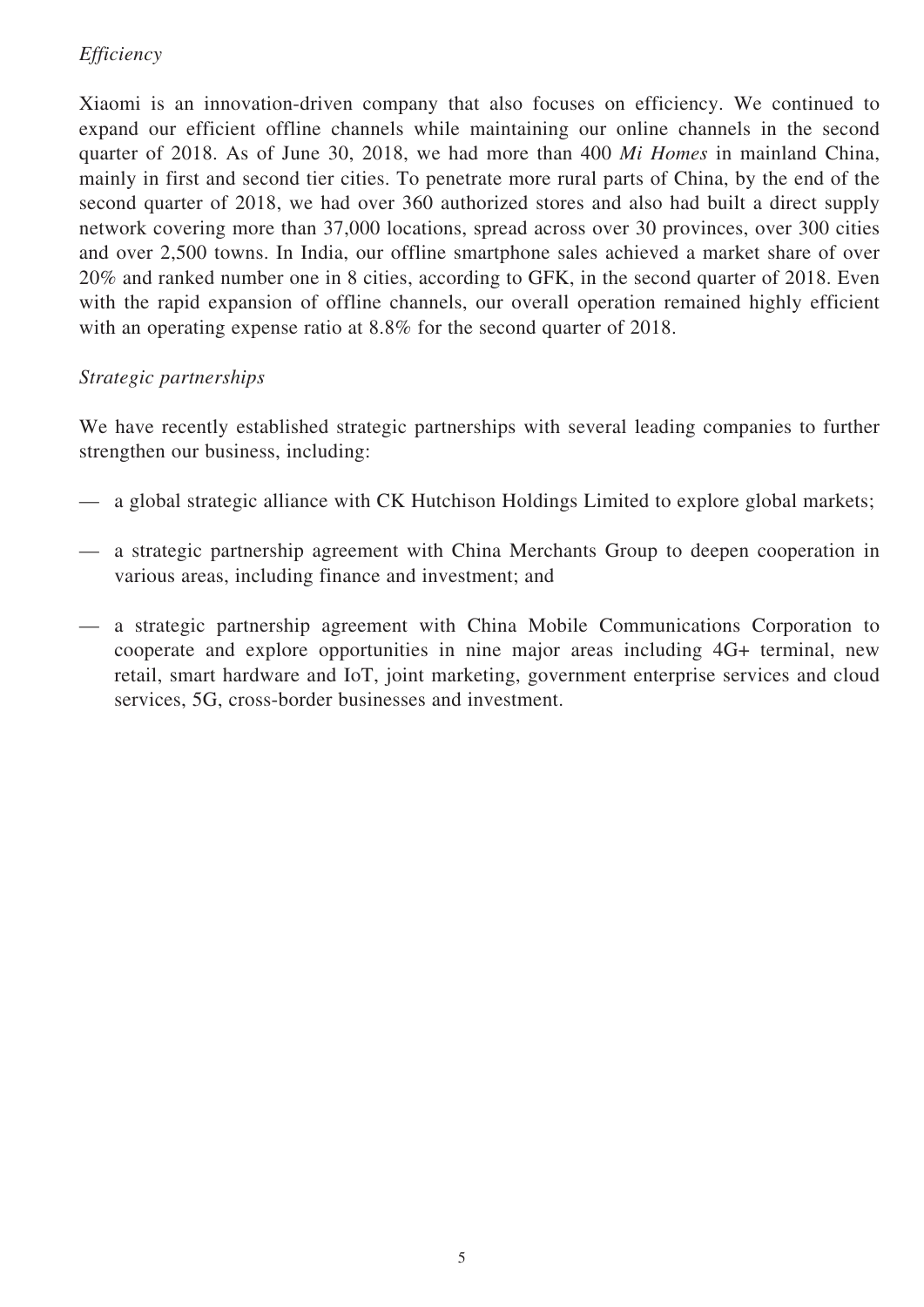*Efficiency*

Xiaomi is an innovation-driven company that also focuses on efficiency. We continued to expand our efficient offline channels while maintaining our online channels in the second quarter of 2018. As of June 30, 2018, we had more than 400 *Mi Homes* in mainland China, mainly in first and second tier cities. To penetrate more rural parts of China, by the end of the second quarter of 2018, we had over 360 authorized stores and also had built a direct supply network covering more than 37,000 locations, spread across over 30 provinces, over 300 cities and over 2,500 towns. In India, our offline smartphone sales achieved a market share of over 20% and ranked number one in 8 cities, according to GFK, in the second quarter of 2018. Even with the rapid expansion of offline channels, our overall operation remained highly efficient with an operating expense ratio at 8.8% for the second quarter of 2018.

*Strategic partnerships*

We have recently established strategic partnerships with several leading companies to further strengthen our business, including:

— a global strategic alliance with CK Hutchison Holdings Limited to explore global markets;

— a strategic partnership agreement with China Merchants Group to deepen cooperation in various areas, including finance and investment; and

— a strategic partnership agreement with China Mobile Communications Corporation to cooperate and explore opportunities in nine major areas including 4G+ terminal, new retail, smart hardware and IoT, joint marketing, government enterprise services and cloud services, 5G, cross-border businesses and investment.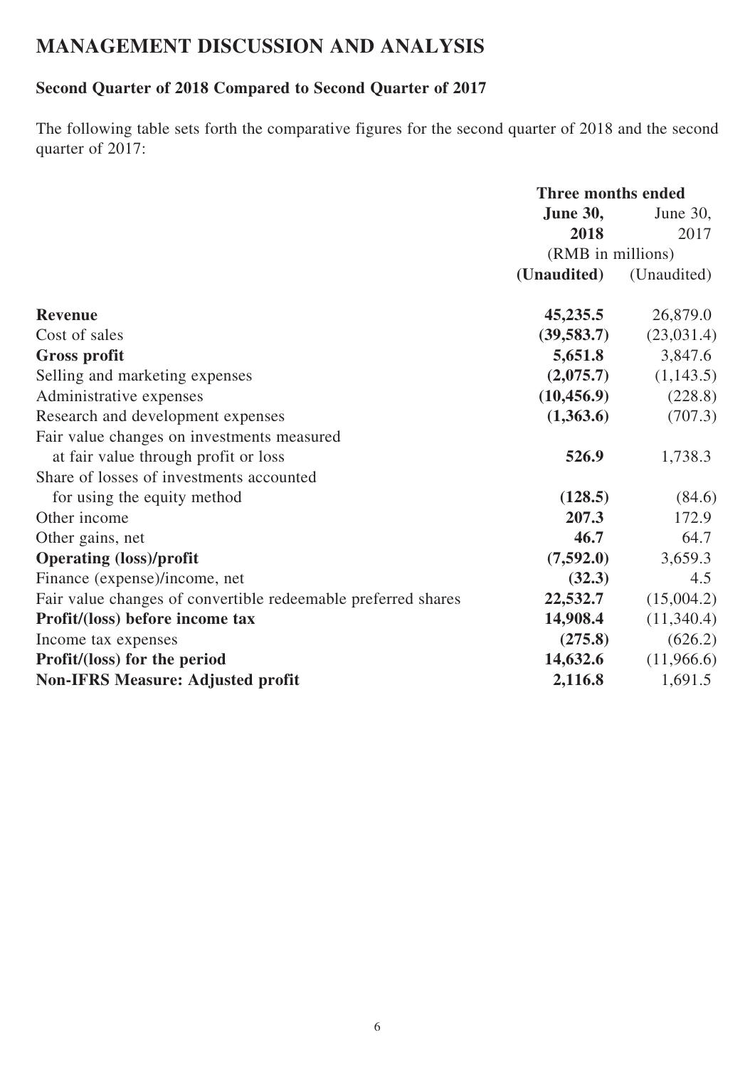# MANAGEMENT DISCUSSION AND ANALYSIS

## Second Quarter of 2018 Compared to Second Quarter of 2017

The following table sets forth the comparative figures for the second quarter of 2018 and the second quarter of 2017:

| | Three months ended | |
|---|---|---|
| | **June 30, 2018** | June 30, 2017 |
| | (RMB in millions) | |
| | **(Unaudited)** | (Unaudited) |
| **Revenue** | **45,235.5** | 26,879.0 |
| Cost of sales | **(39,583.7)** | (23,031.4) |
| **Gross profit** | **5,651.8** | 3,847.6 |
| Selling and marketing expenses | **(2,075.7)** | (1,143.5) |
| Administrative expenses | **(10,456.9)** | (228.8) |
| Research and development expenses | **(1,363.6)** | (707.3) |
| Fair value changes on investments measured at fair value through profit or loss | **526.9** | 1,738.3 |
| Share of losses of investments accounted for using the equity method | **(128.5)** | (84.6) |
| Other income | **207.3** | 172.9 |
| Other gains, net | **46.7** | 64.7 |
| **Operating (loss)/profit** | **(7,592.0)** | 3,659.3 |
| Finance (expense)/income, net | **(32.3)** | 4.5 |
| Fair value changes of convertible redeemable preferred shares | **22,532.7** | (15,004.2) |
| **Profit/(loss) before income tax** | **14,908.4** | (11,340.4) |
| Income tax expenses | **(275.8)** | (626.2) |
| **Profit/(loss) for the period** | **14,632.6** | (11,966.6) |
| **Non-IFRS Measure: Adjusted profit** | **2,116.8** | 1,691.5 |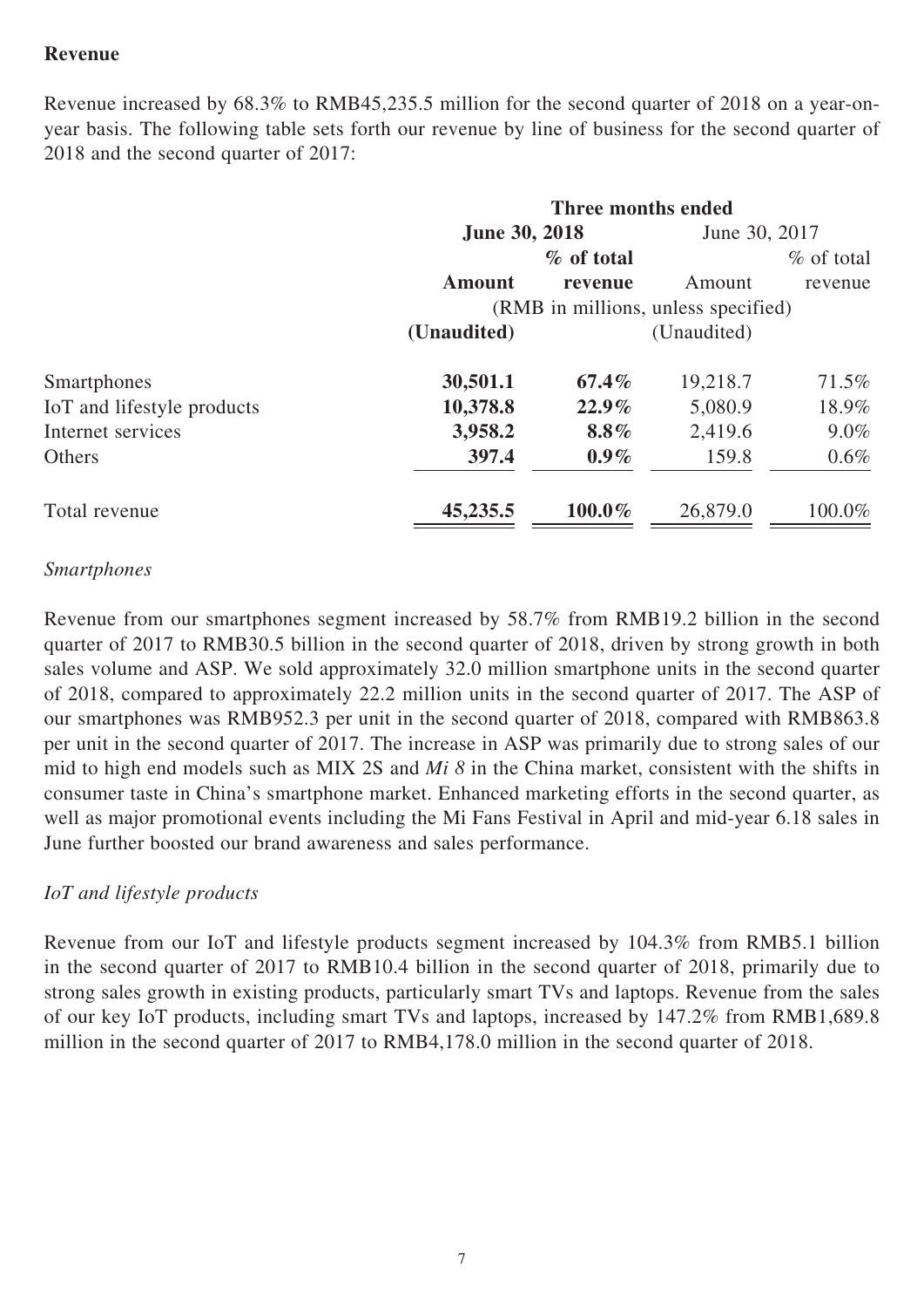**Revenue**

Revenue increased by 68.3% to RMB45,235.5 million for the second quarter of 2018 on a year-on-year basis. The following table sets forth our revenue by line of business for the second quarter of 2018 and the second quarter of 2017:

| | Three months ended | | | |
|---|---|---|---|---|
| | **June 30, 2018** | | June 30, 2017 | |
| | **Amount** | **% of total revenue** | Amount | % of total revenue |
| | (RMB in millions, unless specified) | | | |
| | **(Unaudited)** | | (Unaudited) | |
| Smartphones | **30,501.1** | **67.4%** | 19,218.7 | 71.5% |
| IoT and lifestyle products | **10,378.8** | **22.9%** | 5,080.9 | 18.9% |
| Internet services | **3,958.2** | **8.8%** | 2,419.6 | 9.0% |
| Others | **397.4** | **0.9%** | 159.8 | 0.6% |
| Total revenue | **45,235.5** | **100.0%** | 26,879.0 | 100.0% |

*Smartphones*

Revenue from our smartphones segment increased by 58.7% from RMB19.2 billion in the second quarter of 2017 to RMB30.5 billion in the second quarter of 2018, driven by strong growth in both sales volume and ASP. We sold approximately 32.0 million smartphone units in the second quarter of 2018, compared to approximately 22.2 million units in the second quarter of 2017. The ASP of our smartphones was RMB952.3 per unit in the second quarter of 2018, compared with RMB863.8 per unit in the second quarter of 2017. The increase in ASP was primarily due to strong sales of our mid to high end models such as MIX 2S and *Mi 8* in the China market, consistent with the shifts in consumer taste in China's smartphone market. Enhanced marketing efforts in the second quarter, as well as major promotional events including the Mi Fans Festival in April and mid-year 6.18 sales in June further boosted our brand awareness and sales performance.

*IoT and lifestyle products*

Revenue from our IoT and lifestyle products segment increased by 104.3% from RMB5.1 billion in the second quarter of 2017 to RMB10.4 billion in the second quarter of 2018, primarily due to strong sales growth in existing products, particularly smart TVs and laptops. Revenue from the sales of our key IoT products, including smart TVs and laptops, increased by 147.2% from RMB1,689.8 million in the second quarter of 2017 to RMB4,178.0 million in the second quarter of 2018.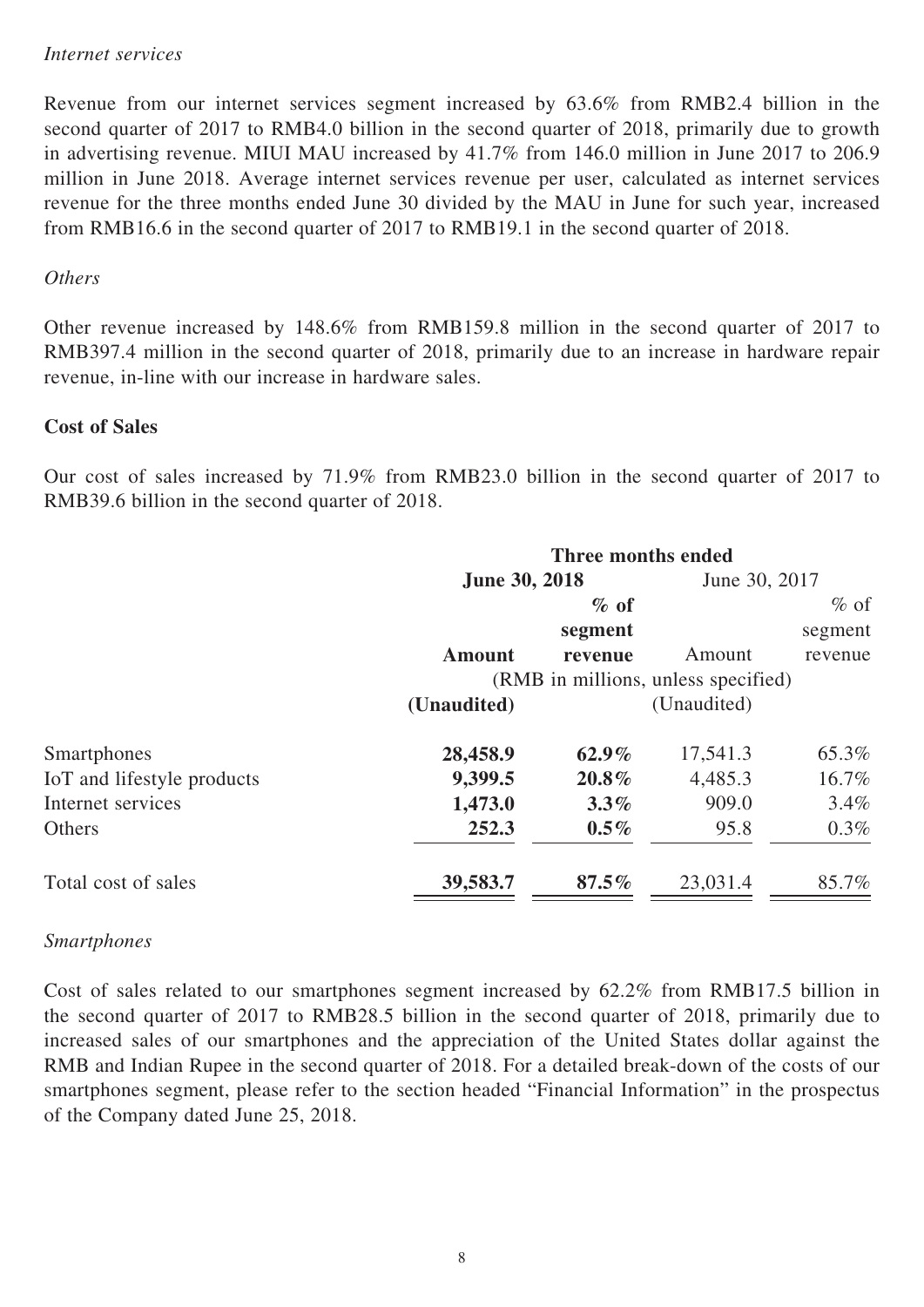*Internet services*

Revenue from our internet services segment increased by 63.6% from RMB2.4 billion in the second quarter of 2017 to RMB4.0 billion in the second quarter of 2018, primarily due to growth in advertising revenue. MIUI MAU increased by 41.7% from 146.0 million in June 2017 to 206.9 million in June 2018. Average internet services revenue per user, calculated as internet services revenue for the three months ended June 30 divided by the MAU in June for such year, increased from RMB16.6 in the second quarter of 2017 to RMB19.1 in the second quarter of 2018.

*Others*

Other revenue increased by 148.6% from RMB159.8 million in the second quarter of 2017 to RMB397.4 million in the second quarter of 2018, primarily due to an increase in hardware repair revenue, in-line with our increase in hardware sales.

**Cost of Sales**

Our cost of sales increased by 71.9% from RMB23.0 billion in the second quarter of 2017 to RMB39.6 billion in the second quarter of 2018.

| | Three months ended | | | |
|---|---|---|---|---|
| | **June 30, 2018** | | June 30, 2017 | |
| | **Amount** | **% of segment revenue** | Amount | % of segment revenue |
| | (RMB in millions, unless specified) | | | |
| | **(Unaudited)** | | (Unaudited) | |
| Smartphones | **28,458.9** | **62.9%** | 17,541.3 | 65.3% |
| IoT and lifestyle products | **9,399.5** | **20.8%** | 4,485.3 | 16.7% |
| Internet services | **1,473.0** | **3.3%** | 909.0 | 3.4% |
| Others | **252.3** | **0.5%** | 95.8 | 0.3% |
| Total cost of sales | **39,583.7** | **87.5%** | 23,031.4 | 85.7% |

*Smartphones*

Cost of sales related to our smartphones segment increased by 62.2% from RMB17.5 billion in the second quarter of 2017 to RMB28.5 billion in the second quarter of 2018, primarily due to increased sales of our smartphones and the appreciation of the United States dollar against the RMB and Indian Rupee in the second quarter of 2018. For a detailed break-down of the costs of our smartphones segment, please refer to the section headed "Financial Information" in the prospectus of the Company dated June 25, 2018.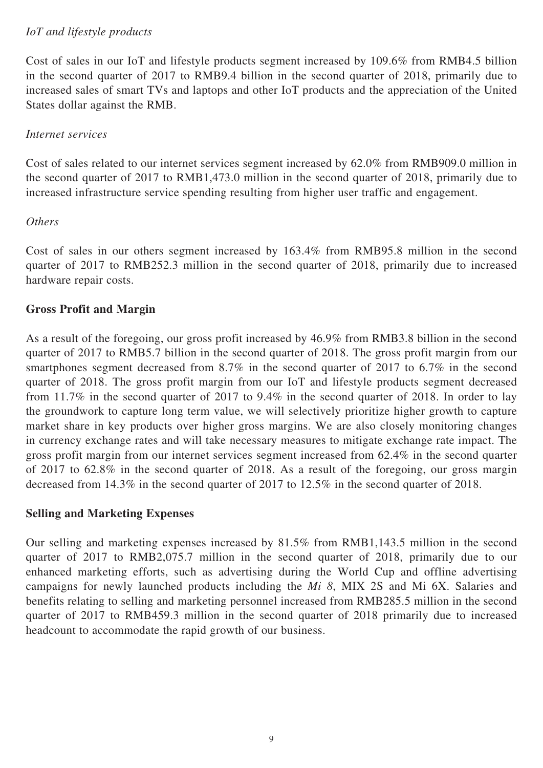*IoT and lifestyle products*

Cost of sales in our IoT and lifestyle products segment increased by 109.6% from RMB4.5 billion in the second quarter of 2017 to RMB9.4 billion in the second quarter of 2018, primarily due to increased sales of smart TVs and laptops and other IoT products and the appreciation of the United States dollar against the RMB.

*Internet services*

Cost of sales related to our internet services segment increased by 62.0% from RMB909.0 million in the second quarter of 2017 to RMB1,473.0 million in the second quarter of 2018, primarily due to increased infrastructure service spending resulting from higher user traffic and engagement.

*Others*

Cost of sales in our others segment increased by 163.4% from RMB95.8 million in the second quarter of 2017 to RMB252.3 million in the second quarter of 2018, primarily due to increased hardware repair costs.

**Gross Profit and Margin**

As a result of the foregoing, our gross profit increased by 46.9% from RMB3.8 billion in the second quarter of 2017 to RMB5.7 billion in the second quarter of 2018. The gross profit margin from our smartphones segment decreased from 8.7% in the second quarter of 2017 to 6.7% in the second quarter of 2018. The gross profit margin from our IoT and lifestyle products segment decreased from 11.7% in the second quarter of 2017 to 9.4% in the second quarter of 2018. In order to lay the groundwork to capture long term value, we will selectively prioritize higher growth to capture market share in key products over higher gross margins. We are also closely monitoring changes in currency exchange rates and will take necessary measures to mitigate exchange rate impact. The gross profit margin from our internet services segment increased from 62.4% in the second quarter of 2017 to 62.8% in the second quarter of 2018. As a result of the foregoing, our gross margin decreased from 14.3% in the second quarter of 2017 to 12.5% in the second quarter of 2018.

**Selling and Marketing Expenses**

Our selling and marketing expenses increased by 81.5% from RMB1,143.5 million in the second quarter of 2017 to RMB2,075.7 million in the second quarter of 2018, primarily due to our enhanced marketing efforts, such as advertising during the World Cup and offline advertising campaigns for newly launched products including the *Mi 8*, MIX 2S and Mi 6X. Salaries and benefits relating to selling and marketing personnel increased from RMB285.5 million in the second quarter of 2017 to RMB459.3 million in the second quarter of 2018 primarily due to increased headcount to accommodate the rapid growth of our business.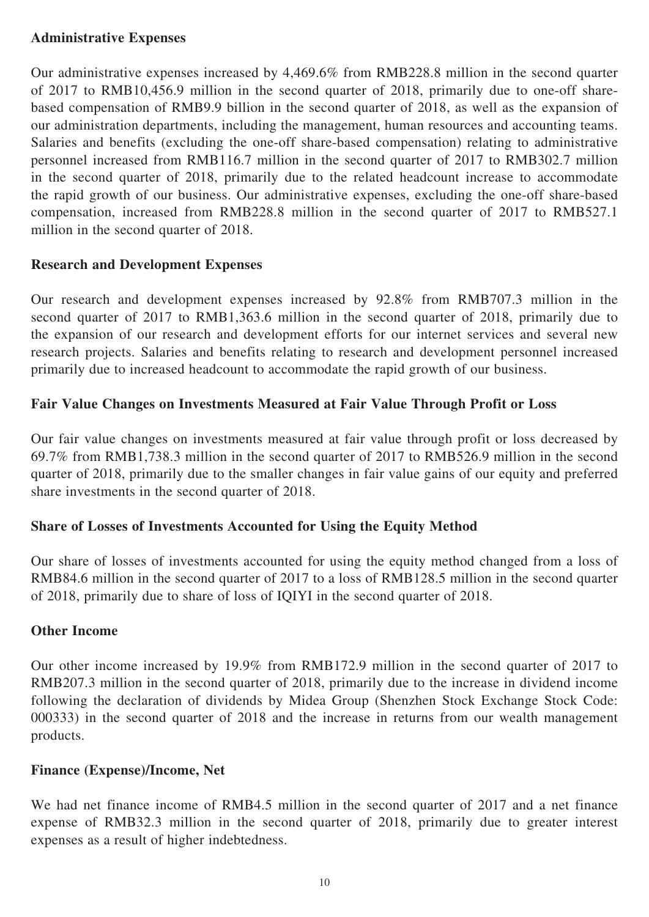**Administrative Expenses**

Our administrative expenses increased by 4,469.6% from RMB228.8 million in the second quarter of 2017 to RMB10,456.9 million in the second quarter of 2018, primarily due to one-off share-based compensation of RMB9.9 billion in the second quarter of 2018, as well as the expansion of our administration departments, including the management, human resources and accounting teams. Salaries and benefits (excluding the one-off share-based compensation) relating to administrative personnel increased from RMB116.7 million in the second quarter of 2017 to RMB302.7 million in the second quarter of 2018, primarily due to the related headcount increase to accommodate the rapid growth of our business. Our administrative expenses, excluding the one-off share-based compensation, increased from RMB228.8 million in the second quarter of 2017 to RMB527.1 million in the second quarter of 2018.

**Research and Development Expenses**

Our research and development expenses increased by 92.8% from RMB707.3 million in the second quarter of 2017 to RMB1,363.6 million in the second quarter of 2018, primarily due to the expansion of our research and development efforts for our internet services and several new research projects. Salaries and benefits relating to research and development personnel increased primarily due to increased headcount to accommodate the rapid growth of our business.

**Fair Value Changes on Investments Measured at Fair Value Through Profit or Loss**

Our fair value changes on investments measured at fair value through profit or loss decreased by 69.7% from RMB1,738.3 million in the second quarter of 2017 to RMB526.9 million in the second quarter of 2018, primarily due to the smaller changes in fair value gains of our equity and preferred share investments in the second quarter of 2018.

**Share of Losses of Investments Accounted for Using the Equity Method**

Our share of losses of investments accounted for using the equity method changed from a loss of RMB84.6 million in the second quarter of 2017 to a loss of RMB128.5 million in the second quarter of 2018, primarily due to share of loss of IQIYI in the second quarter of 2018.

**Other Income**

Our other income increased by 19.9% from RMB172.9 million in the second quarter of 2017 to RMB207.3 million in the second quarter of 2018, primarily due to the increase in dividend income following the declaration of dividends by Midea Group (Shenzhen Stock Exchange Stock Code: 000333) in the second quarter of 2018 and the increase in returns from our wealth management products.

**Finance (Expense)/Income, Net**

We had net finance income of RMB4.5 million in the second quarter of 2017 and a net finance expense of RMB32.3 million in the second quarter of 2018, primarily due to greater interest expenses as a result of higher indebtedness.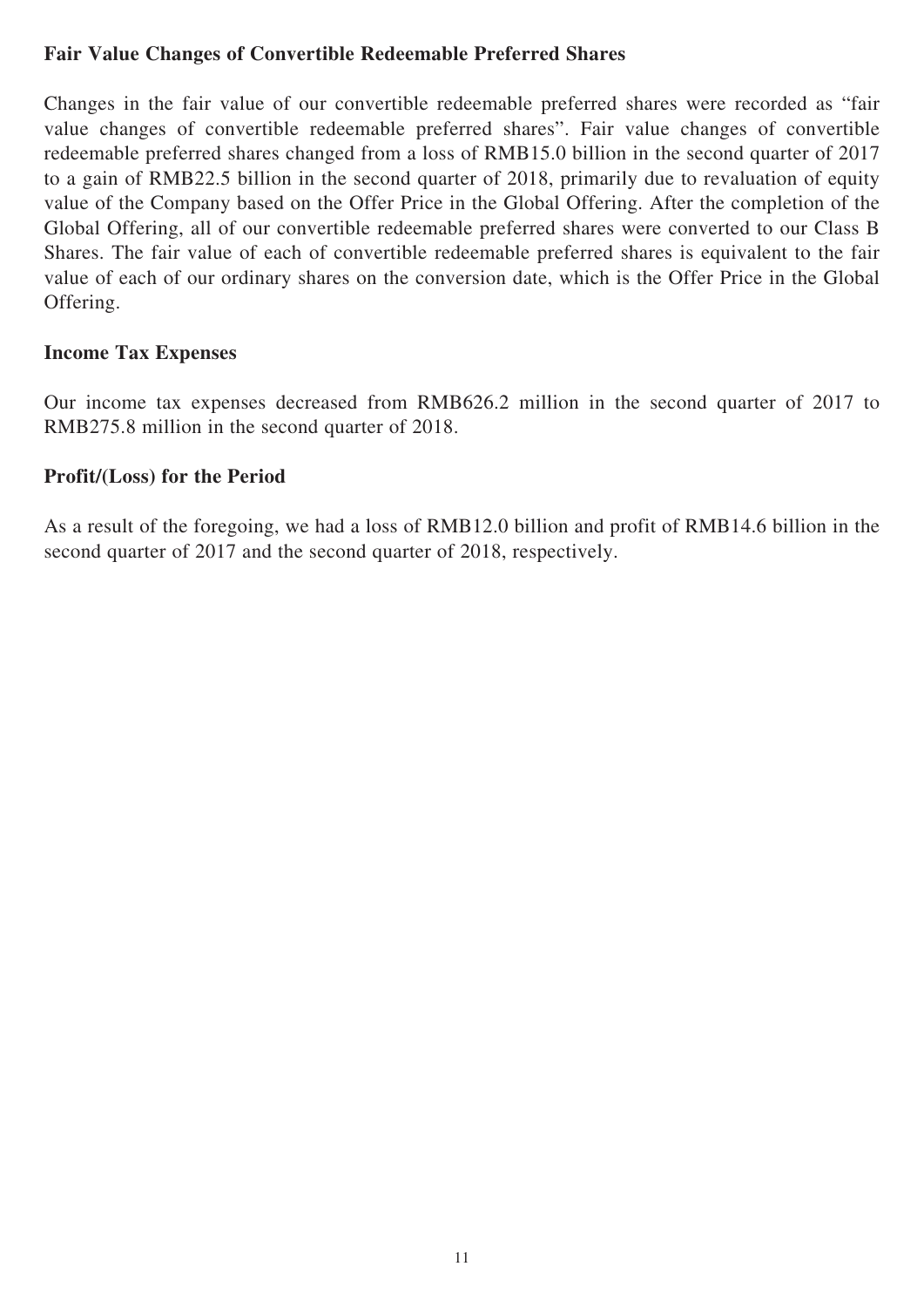**Fair Value Changes of Convertible Redeemable Preferred Shares**

Changes in the fair value of our convertible redeemable preferred shares were recorded as "fair value changes of convertible redeemable preferred shares". Fair value changes of convertible redeemable preferred shares changed from a loss of RMB15.0 billion in the second quarter of 2017 to a gain of RMB22.5 billion in the second quarter of 2018, primarily due to revaluation of equity value of the Company based on the Offer Price in the Global Offering. After the completion of the Global Offering, all of our convertible redeemable preferred shares were converted to our Class B Shares. The fair value of each of convertible redeemable preferred shares is equivalent to the fair value of each of our ordinary shares on the conversion date, which is the Offer Price in the Global Offering.

**Income Tax Expenses**

Our income tax expenses decreased from RMB626.2 million in the second quarter of 2017 to RMB275.8 million in the second quarter of 2018.

**Profit/(Loss) for the Period**

As a result of the foregoing, we had a loss of RMB12.0 billion and profit of RMB14.6 billion in the second quarter of 2017 and the second quarter of 2018, respectively.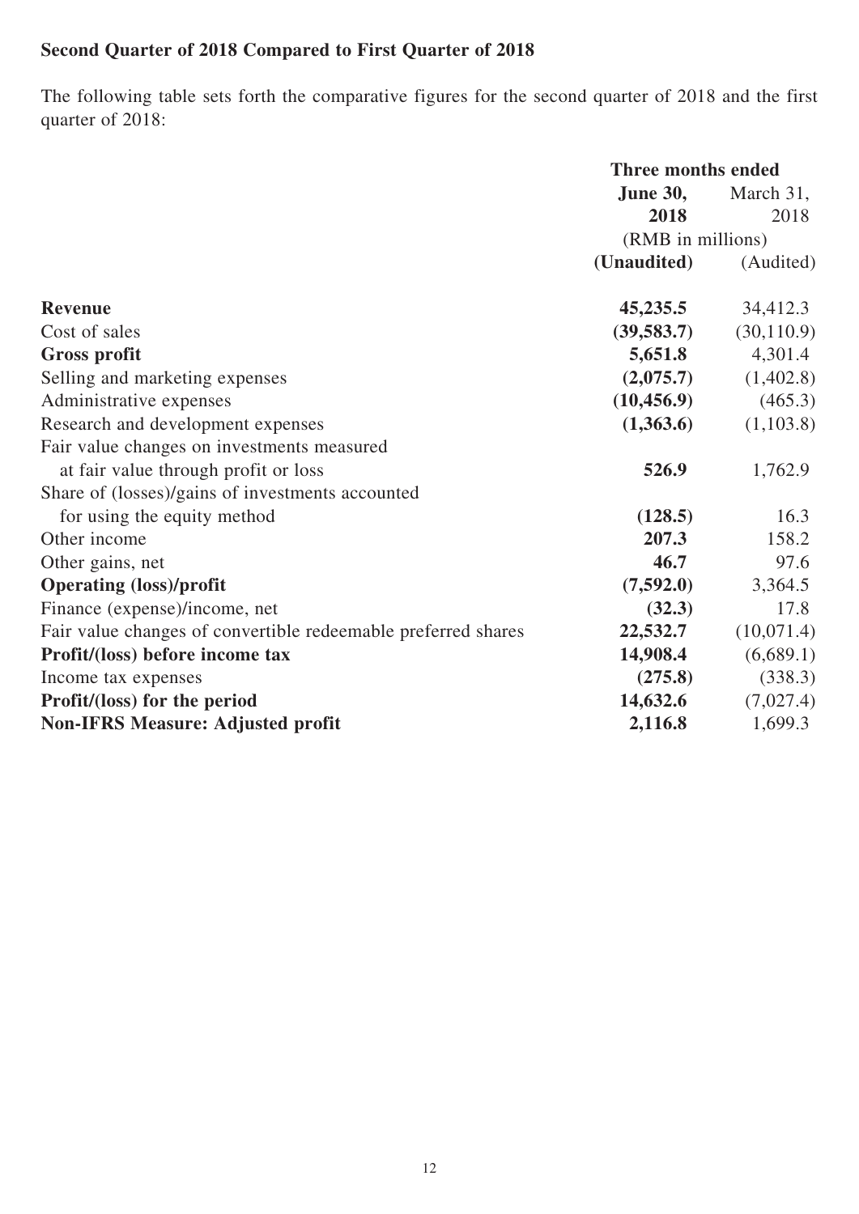**Second Quarter of 2018 Compared to First Quarter of 2018**

The following table sets forth the comparative figures for the second quarter of 2018 and the first quarter of 2018:

| | Three months ended | |
|---|---|---|
| | **June 30, 2018** | March 31, 2018 |
| | (RMB in millions) | |
| | **(Unaudited)** | (Audited) |
| **Revenue** | **45,235.5** | 34,412.3 |
| Cost of sales | **(39,583.7)** | (30,110.9) |
| **Gross profit** | **5,651.8** | 4,301.4 |
| Selling and marketing expenses | **(2,075.7)** | (1,402.8) |
| Administrative expenses | **(10,456.9)** | (465.3) |
| Research and development expenses | **(1,363.6)** | (1,103.8) |
| Fair value changes on investments measured at fair value through profit or loss | **526.9** | 1,762.9 |
| Share of (losses)/gains of investments accounted for using the equity method | **(128.5)** | 16.3 |
| Other income | **207.3** | 158.2 |
| Other gains, net | **46.7** | 97.6 |
| **Operating (loss)/profit** | **(7,592.0)** | 3,364.5 |
| Finance (expense)/income, net | **(32.3)** | 17.8 |
| Fair value changes of convertible redeemable preferred shares | **22,532.7** | (10,071.4) |
| **Profit/(loss) before income tax** | **14,908.4** | (6,689.1) |
| Income tax expenses | **(275.8)** | (338.3) |
| **Profit/(loss) for the period** | **14,632.6** | (7,027.4) |
| **Non-IFRS Measure: Adjusted profit** | **2,116.8** | 1,699.3 |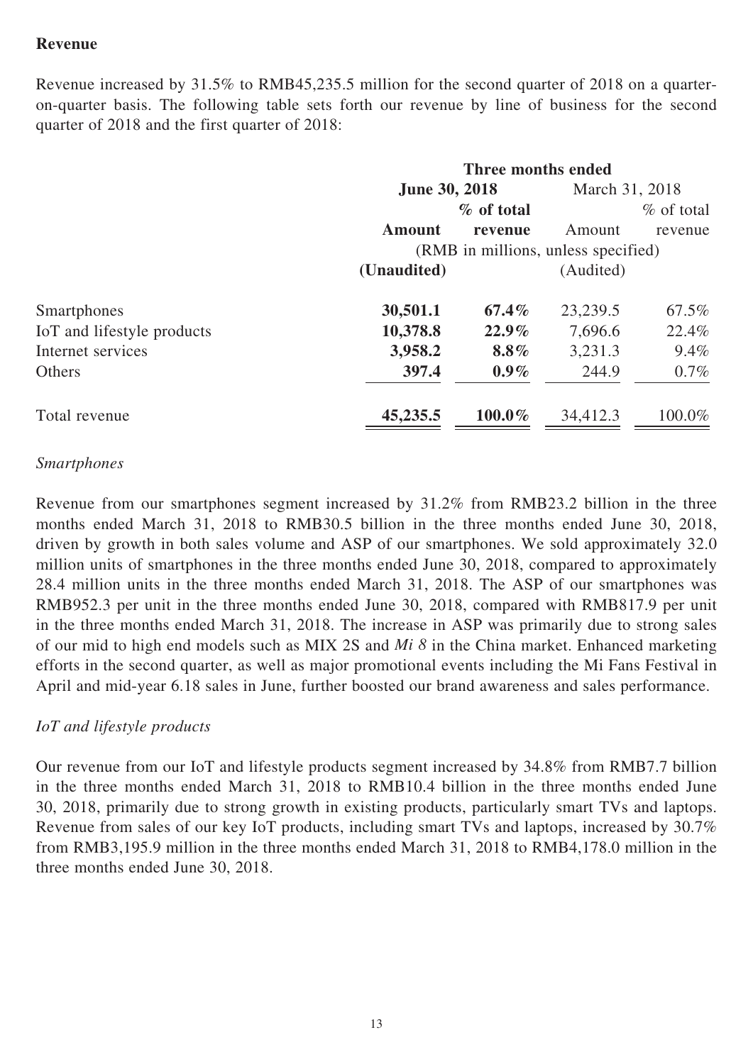**Revenue**

Revenue increased by 31.5% to RMB45,235.5 million for the second quarter of 2018 on a quarter-on-quarter basis. The following table sets forth our revenue by line of business for the second quarter of 2018 and the first quarter of 2018:

| | Three months ended | | | |
|---|---|---|---|---|
| | **June 30, 2018** | | March 31, 2018 | |
| | **Amount** | **% of total revenue** | Amount | % of total revenue |
| | (RMB in millions, unless specified) | | | |
| | **(Unaudited)** | | (Audited) | |
| Smartphones | **30,501.1** | **67.4%** | 23,239.5 | 67.5% |
| IoT and lifestyle products | **10,378.8** | **22.9%** | 7,696.6 | 22.4% |
| Internet services | **3,958.2** | **8.8%** | 3,231.3 | 9.4% |
| Others | **397.4** | **0.9%** | 244.9 | 0.7% |
| Total revenue | **45,235.5** | **100.0%** | 34,412.3 | 100.0% |

*Smartphones*

Revenue from our smartphones segment increased by 31.2% from RMB23.2 billion in the three months ended March 31, 2018 to RMB30.5 billion in the three months ended June 30, 2018, driven by growth in both sales volume and ASP of our smartphones. We sold approximately 32.0 million units of smartphones in the three months ended June 30, 2018, compared to approximately 28.4 million units in the three months ended March 31, 2018. The ASP of our smartphones was RMB952.3 per unit in the three months ended June 30, 2018, compared with RMB817.9 per unit in the three months ended March 31, 2018. The increase in ASP was primarily due to strong sales of our mid to high end models such as MIX 2S and *Mi 8* in the China market. Enhanced marketing efforts in the second quarter, as well as major promotional events including the Mi Fans Festival in April and mid-year 6.18 sales in June, further boosted our brand awareness and sales performance.

*IoT and lifestyle products*

Our revenue from our IoT and lifestyle products segment increased by 34.8% from RMB7.7 billion in the three months ended March 31, 2018 to RMB10.4 billion in the three months ended June 30, 2018, primarily due to strong growth in existing products, particularly smart TVs and laptops. Revenue from sales of our key IoT products, including smart TVs and laptops, increased by 30.7% from RMB3,195.9 million in the three months ended March 31, 2018 to RMB4,178.0 million in the three months ended June 30, 2018.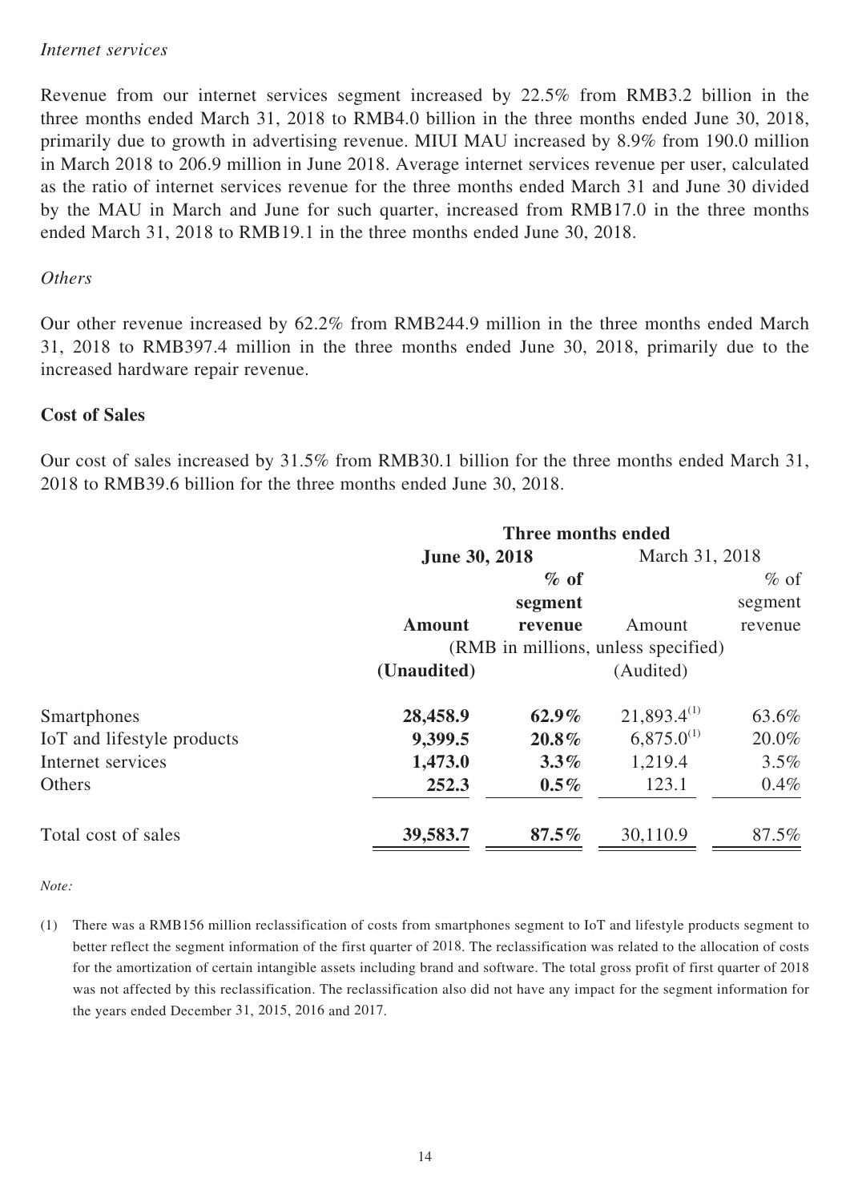*Internet services*

Revenue from our internet services segment increased by 22.5% from RMB3.2 billion in the three months ended March 31, 2018 to RMB4.0 billion in the three months ended June 30, 2018, primarily due to growth in advertising revenue. MIUI MAU increased by 8.9% from 190.0 million in March 2018 to 206.9 million in June 2018. Average internet services revenue per user, calculated as the ratio of internet services revenue for the three months ended March 31 and June 30 divided by the MAU in March and June for such quarter, increased from RMB17.0 in the three months ended March 31, 2018 to RMB19.1 in the three months ended June 30, 2018.

*Others*

Our other revenue increased by 62.2% from RMB244.9 million in the three months ended March 31, 2018 to RMB397.4 million in the three months ended June 30, 2018, primarily due to the increased hardware repair revenue.

**Cost of Sales**

Our cost of sales increased by 31.5% from RMB30.1 billion for the three months ended March 31, 2018 to RMB39.6 billion for the three months ended June 30, 2018.

| | Three months ended | | | |
|---|---|---|---|---|
| | **June 30, 2018** | | March 31, 2018 | |
| | **Amount** | **% of segment revenue** | Amount | % of segment revenue |
| | (RMB in millions, unless specified) | | | |
| | **(Unaudited)** | | (Audited) | |
| Smartphones | **28,458.9** | **62.9%** | 21,893.4[(1)] | 63.6% |
| IoT and lifestyle products | **9,399.5** | **20.8%** | 6,875.0[(1)] | 20.0% |
| Internet services | **1,473.0** | **3.3%** | 1,219.4 | 3.5% |
| Others | **252.3** | **0.5%** | 123.1 | 0.4% |
| Total cost of sales | **39,583.7** | **87.5%** | 30,110.9 | 87.5% |

*Note:*

(1) There was a RMB156 million reclassification of costs from smartphones segment to IoT and lifestyle products segment to better reflect the segment information of the first quarter of 2018. The reclassification was related to the allocation of costs for the amortization of certain intangible assets including brand and software. The total gross profit of first quarter of 2018 was not affected by this reclassification. The reclassification also did not have any impact for the segment information for the years ended December 31, 2015, 2016 and 2017.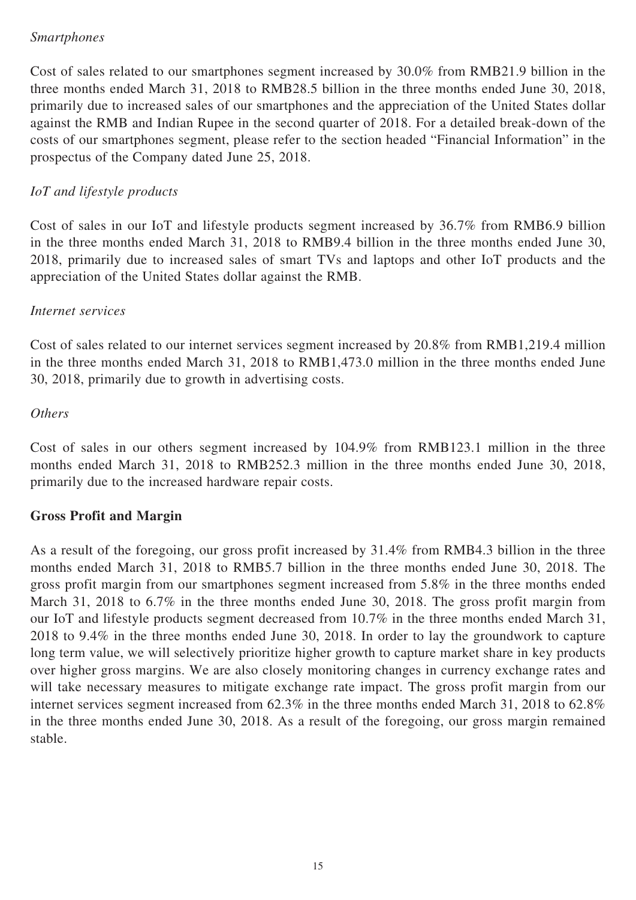*Smartphones*

Cost of sales related to our smartphones segment increased by 30.0% from RMB21.9 billion in the three months ended March 31, 2018 to RMB28.5 billion in the three months ended June 30, 2018, primarily due to increased sales of our smartphones and the appreciation of the United States dollar against the RMB and Indian Rupee in the second quarter of 2018. For a detailed break-down of the costs of our smartphones segment, please refer to the section headed "Financial Information" in the prospectus of the Company dated June 25, 2018.

*IoT and lifestyle products*

Cost of sales in our IoT and lifestyle products segment increased by 36.7% from RMB6.9 billion in the three months ended March 31, 2018 to RMB9.4 billion in the three months ended June 30, 2018, primarily due to increased sales of smart TVs and laptops and other IoT products and the appreciation of the United States dollar against the RMB.

*Internet services*

Cost of sales related to our internet services segment increased by 20.8% from RMB1,219.4 million in the three months ended March 31, 2018 to RMB1,473.0 million in the three months ended June 30, 2018, primarily due to growth in advertising costs.

*Others*

Cost of sales in our others segment increased by 104.9% from RMB123.1 million in the three months ended March 31, 2018 to RMB252.3 million in the three months ended June 30, 2018, primarily due to the increased hardware repair costs.

**Gross Profit and Margin**

As a result of the foregoing, our gross profit increased by 31.4% from RMB4.3 billion in the three months ended March 31, 2018 to RMB5.7 billion in the three months ended June 30, 2018. The gross profit margin from our smartphones segment increased from 5.8% in the three months ended March 31, 2018 to 6.7% in the three months ended June 30, 2018. The gross profit margin from our IoT and lifestyle products segment decreased from 10.7% in the three months ended March 31, 2018 to 9.4% in the three months ended June 30, 2018. In order to lay the groundwork to capture long term value, we will selectively prioritize higher growth to capture market share in key products over higher gross margins. We are also closely monitoring changes in currency exchange rates and will take necessary measures to mitigate exchange rate impact. The gross profit margin from our internet services segment increased from 62.3% in the three months ended March 31, 2018 to 62.8% in the three months ended June 30, 2018. As a result of the foregoing, our gross margin remained stable.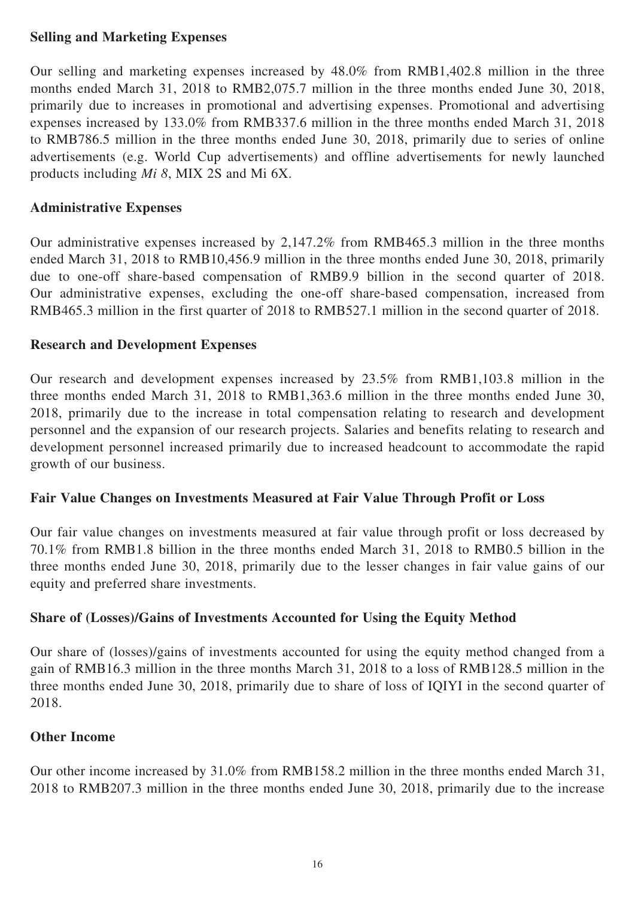**Selling and Marketing Expenses**

Our selling and marketing expenses increased by 48.0% from RMB1,402.8 million in the three months ended March 31, 2018 to RMB2,075.7 million in the three months ended June 30, 2018, primarily due to increases in promotional and advertising expenses. Promotional and advertising expenses increased by 133.0% from RMB337.6 million in the three months ended March 31, 2018 to RMB786.5 million in the three months ended June 30, 2018, primarily due to series of online advertisements (e.g. World Cup advertisements) and offline advertisements for newly launched products including *Mi 8*, MIX 2S and Mi 6X.

**Administrative Expenses**

Our administrative expenses increased by 2,147.2% from RMB465.3 million in the three months ended March 31, 2018 to RMB10,456.9 million in the three months ended June 30, 2018, primarily due to one-off share-based compensation of RMB9.9 billion in the second quarter of 2018. Our administrative expenses, excluding the one-off share-based compensation, increased from RMB465.3 million in the first quarter of 2018 to RMB527.1 million in the second quarter of 2018.

**Research and Development Expenses**

Our research and development expenses increased by 23.5% from RMB1,103.8 million in the three months ended March 31, 2018 to RMB1,363.6 million in the three months ended June 30, 2018, primarily due to the increase in total compensation relating to research and development personnel and the expansion of our research projects. Salaries and benefits relating to research and development personnel increased primarily due to increased headcount to accommodate the rapid growth of our business.

**Fair Value Changes on Investments Measured at Fair Value Through Profit or Loss**

Our fair value changes on investments measured at fair value through profit or loss decreased by 70.1% from RMB1.8 billion in the three months ended March 31, 2018 to RMB0.5 billion in the three months ended June 30, 2018, primarily due to the lesser changes in fair value gains of our equity and preferred share investments.

**Share of (Losses)/Gains of Investments Accounted for Using the Equity Method**

Our share of (losses)/gains of investments accounted for using the equity method changed from a gain of RMB16.3 million in the three months March 31, 2018 to a loss of RMB128.5 million in the three months ended June 30, 2018, primarily due to share of loss of IQIYI in the second quarter of 2018.

**Other Income**

Our other income increased by 31.0% from RMB158.2 million in the three months ended March 31, 2018 to RMB207.3 million in the three months ended June 30, 2018, primarily due to the increase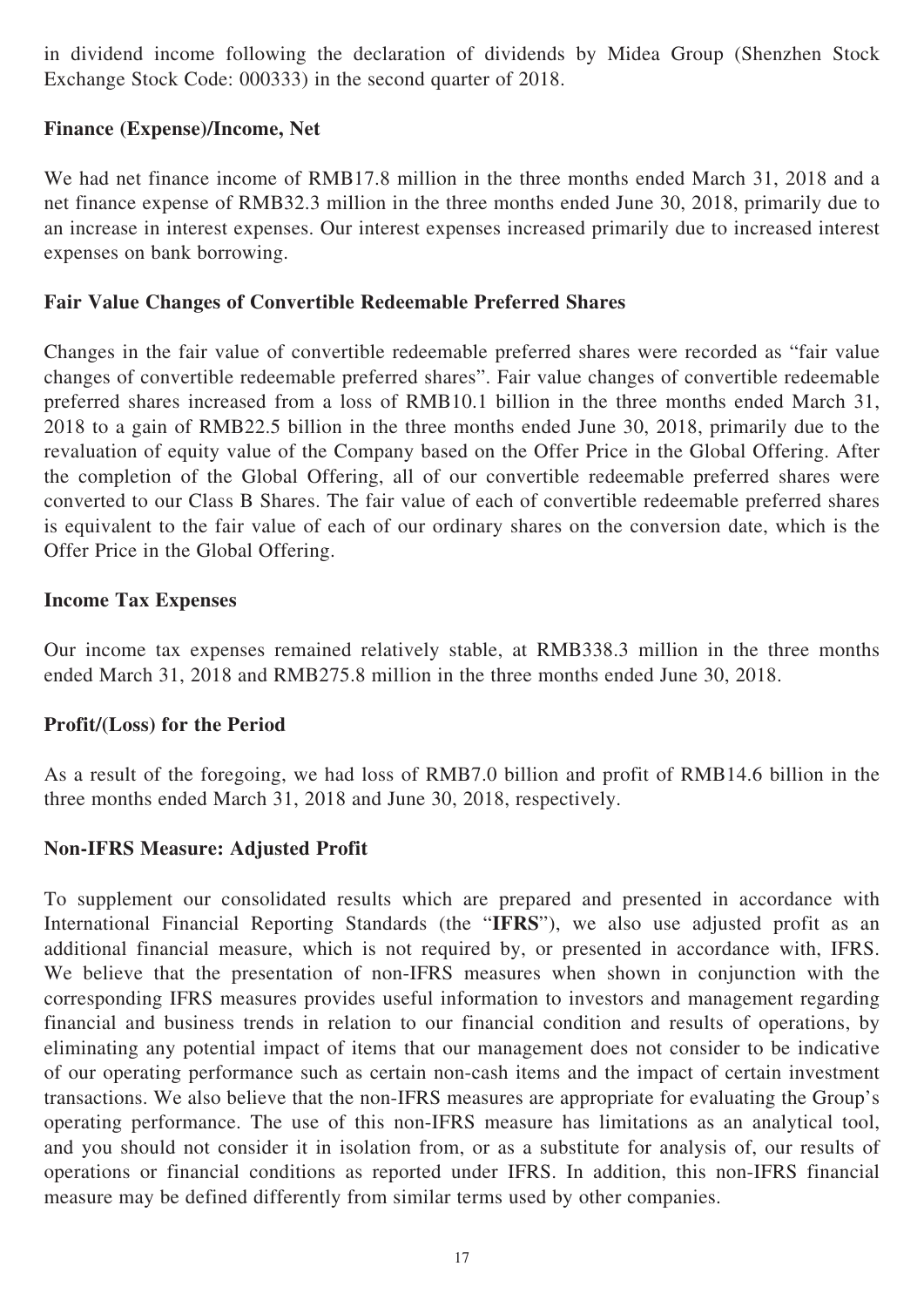in dividend income following the declaration of dividends by Midea Group (Shenzhen Stock Exchange Stock Code: 000333) in the second quarter of 2018.

### Finance (Expense)/Income, Net

We had net finance income of RMB17.8 million in the three months ended March 31, 2018 and a net finance expense of RMB32.3 million in the three months ended June 30, 2018, primarily due to an increase in interest expenses. Our interest expenses increased primarily due to increased interest expenses on bank borrowing.

### Fair Value Changes of Convertible Redeemable Preferred Shares

Changes in the fair value of convertible redeemable preferred shares were recorded as "fair value changes of convertible redeemable preferred shares". Fair value changes of convertible redeemable preferred shares increased from a loss of RMB10.1 billion in the three months ended March 31, 2018 to a gain of RMB22.5 billion in the three months ended June 30, 2018, primarily due to the revaluation of equity value of the Company based on the Offer Price in the Global Offering. After the completion of the Global Offering, all of our convertible redeemable preferred shares were converted to our Class B Shares. The fair value of each of convertible redeemable preferred shares is equivalent to the fair value of each of our ordinary shares on the conversion date, which is the Offer Price in the Global Offering.

### Income Tax Expenses

Our income tax expenses remained relatively stable, at RMB338.3 million in the three months ended March 31, 2018 and RMB275.8 million in the three months ended June 30, 2018.

### Profit/(Loss) for the Period

As a result of the foregoing, we had loss of RMB7.0 billion and profit of RMB14.6 billion in the three months ended March 31, 2018 and June 30, 2018, respectively.

### Non-IFRS Measure: Adjusted Profit

To supplement our consolidated results which are prepared and presented in accordance with International Financial Reporting Standards (the "**IFRS**"), we also use adjusted profit as an additional financial measure, which is not required by, or presented in accordance with, IFRS. We believe that the presentation of non-IFRS measures when shown in conjunction with the corresponding IFRS measures provides useful information to investors and management regarding financial and business trends in relation to our financial condition and results of operations, by eliminating any potential impact of items that our management does not consider to be indicative of our operating performance such as certain non-cash items and the impact of certain investment transactions. We also believe that the non-IFRS measures are appropriate for evaluating the Group's operating performance. The use of this non-IFRS measure has limitations as an analytical tool, and you should not consider it in isolation from, or as a substitute for analysis of, our results of operations or financial conditions as reported under IFRS. In addition, this non-IFRS financial measure may be defined differently from similar terms used by other companies.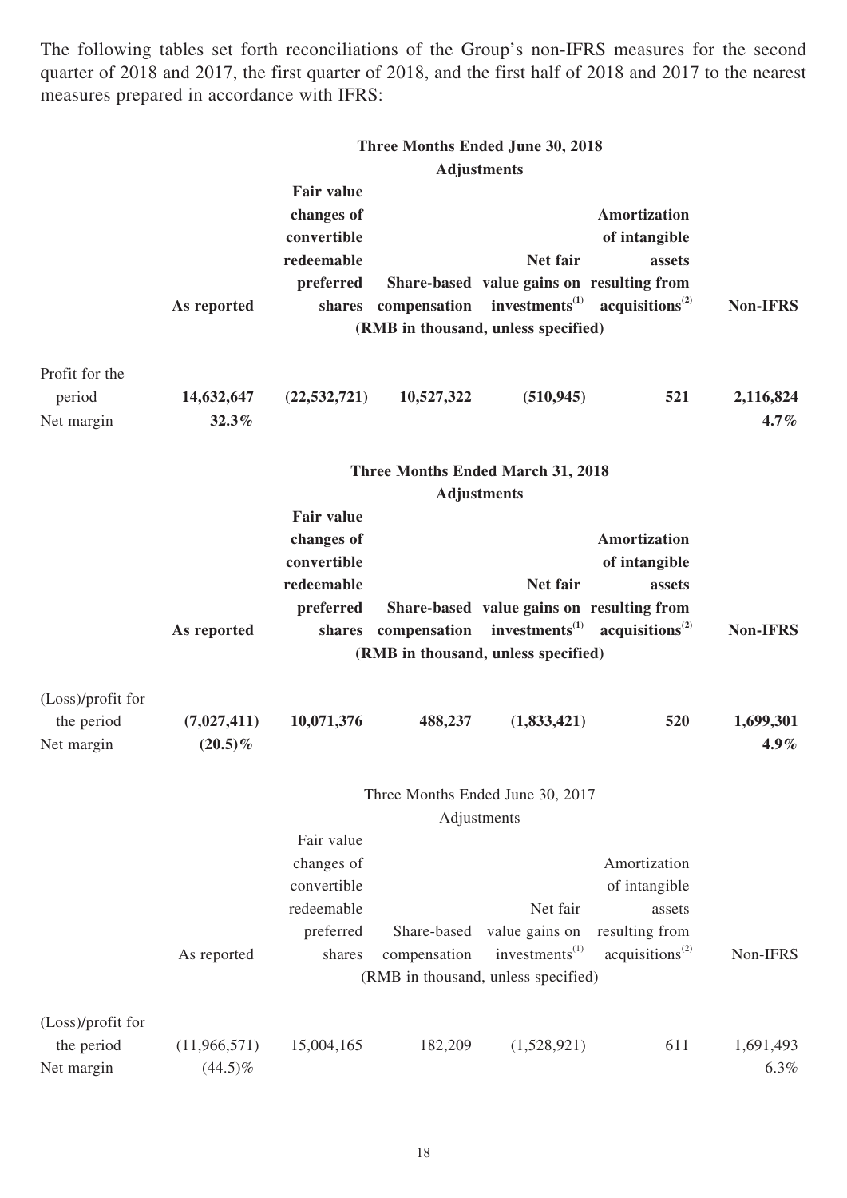The following tables set forth reconciliations of the Group's non-IFRS measures for the second quarter of 2018 and 2017, the first quarter of 2018, and the first half of 2018 and 2017 to the nearest measures prepared in accordance with IFRS:

| | **Three Months Ended June 30, 2018** | | | | | |
|---|---|---|---|---|---|---|
| | | **Adjustments** | | | | |
| | **As reported** | **Fair value changes of convertible redeemable preferred shares** | **Share-based compensation** | **Net fair value gains on investments[1]** | **Amortization of intangible assets resulting from acquisitions[2]** | **Non-IFRS** |
| | | **(RMB in thousand, unless specified)** | | | | |
| Profit for the period | **14,632,647** | **(22,532,721)** | **10,527,322** | **(510,945)** | **521** | **2,116,824** |
| Net margin | **32.3%** | | | | | **4.7%** |

| | **Three Months Ended March 31, 2018** | | | | | |
|---|---|---|---|---|---|---|
| | | **Adjustments** | | | | |
| | **As reported** | **Fair value changes of convertible redeemable preferred shares** | **Share-based compensation** | **Net fair value gains on investments[1]** | **Amortization of intangible assets resulting from acquisitions[2]** | **Non-IFRS** |
| | | **(RMB in thousand, unless specified)** | | | | |
| (Loss)/profit for the period | **(7,027,411)** | **10,071,376** | **488,237** | **(1,833,421)** | **520** | **1,699,301** |
| Net margin | **(20.5)%** | | | | | **4.9%** |

| | Three Months Ended June 30, 2017 | | | | | |
|---|---|---|---|---|---|---|
| | | Adjustments | | | | |
| | As reported | Fair value changes of convertible redeemable preferred shares | Share-based compensation | Net fair value gains on investments[1] | Amortization of intangible assets resulting from acquisitions[2] | Non-IFRS |
| | | (RMB in thousand, unless specified) | | | | |
| (Loss)/profit for the period | (11,966,571) | 15,004,165 | 182,209 | (1,528,921) | 611 | 1,691,493 |
| Net margin | (44.5)% | | | | | 6.3% |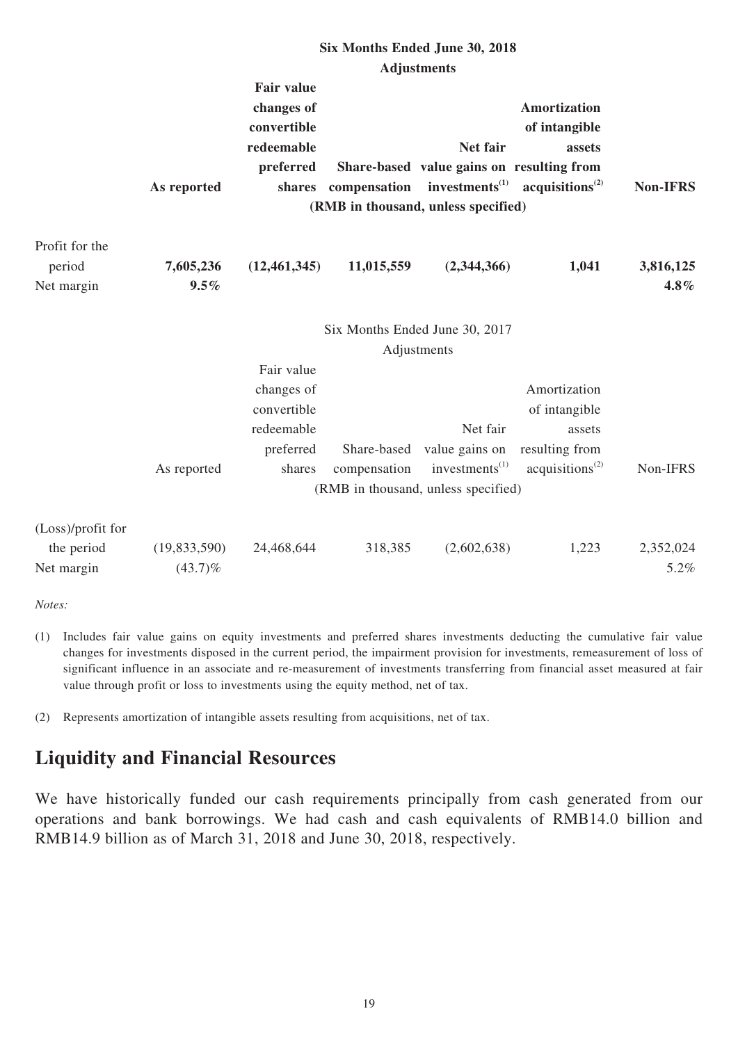| | Six Months Ended June 30, 2018 | | | | | |
|---|---|---|---|---|---|---|
| | | Adjustments | | | | |
| | **As reported** | **Fair value changes of convertible redeemable preferred shares** | **Share-based compensation** | **Net fair value gains on investments[(1)]** | **Amortization of intangible assets resulting from acquisitions[(2)]** | **Non-IFRS** |
| | | **(RMB in thousand, unless specified)** | | | | |
| Profit for the period | **7,605,236** | **(12,461,345)** | **11,015,559** | **(2,344,366)** | **1,041** | **3,816,125** |
| Net margin | **9.5%** | | | | | **4.8%** |

| | Six Months Ended June 30, 2017 | | | | | |
|---|---|---|---|---|---|---|
| | | Adjustments | | | | |
| | As reported | Fair value changes of convertible redeemable preferred shares | Share-based compensation | Net fair value gains on investments[(1)] | Amortization of intangible assets resulting from acquisitions[(2)] | Non-IFRS |
| | | (RMB in thousand, unless specified) | | | | |
| (Loss)/profit for the period | (19,833,590) | 24,468,644 | 318,385 | (2,602,638) | 1,223 | 2,352,024 |
| Net margin | (43.7)% | | | | | 5.2% |

*Notes:*

(1) Includes fair value gains on equity investments and preferred shares investments deducting the cumulative fair value changes for investments disposed in the current period, the impairment provision for investments, remeasurement of loss of significant influence in an associate and re-measurement of investments transferring from financial asset measured at fair value through profit or loss to investments using the equity method, net of tax.

(2) Represents amortization of intangible assets resulting from acquisitions, net of tax.

## Liquidity and Financial Resources

We have historically funded our cash requirements principally from cash generated from our operations and bank borrowings. We had cash and cash equivalents of RMB14.0 billion and RMB14.9 billion as of March 31, 2018 and June 30, 2018, respectively.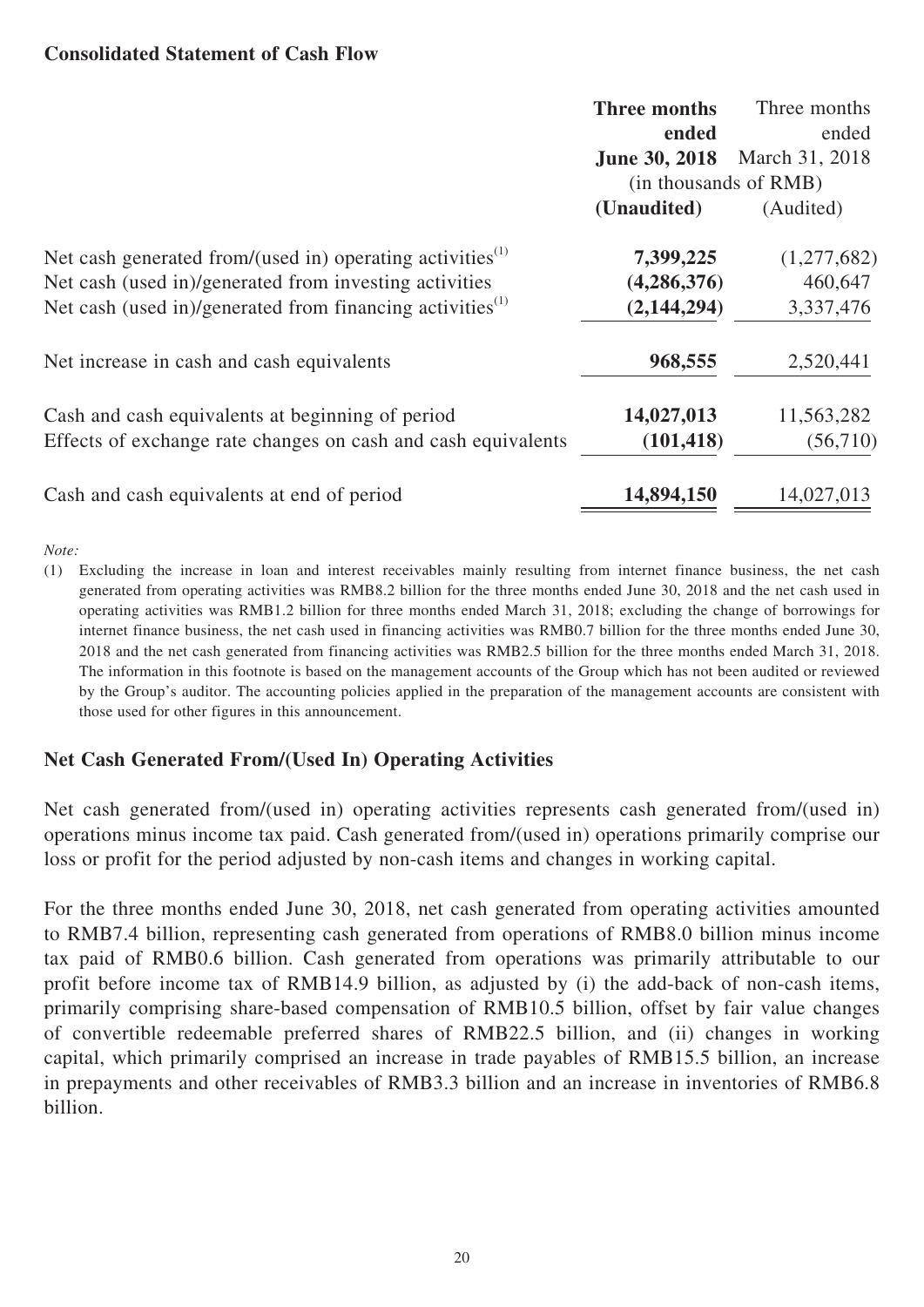**Consolidated Statement of Cash Flow**

| | **Three months ended June 30, 2018** | Three months ended March 31, 2018 |
|---|---|---|
| | (in thousands of RMB) | |
| | **(Unaudited)** | (Audited) |
| Net cash generated from/(used in) operating activities[(1)] | **7,399,225** | (1,277,682) |
| Net cash (used in)/generated from investing activities | **(4,286,376)** | 460,647 |
| Net cash (used in)/generated from financing activities[(1)] | **(2,144,294)** | 3,337,476 |
| Net increase in cash and cash equivalents | **968,555** | 2,520,441 |
| Cash and cash equivalents at beginning of period | **14,027,013** | 11,563,282 |
| Effects of exchange rate changes on cash and cash equivalents | **(101,418)** | (56,710) |
| Cash and cash equivalents at end of period | **14,894,150** | 14,027,013 |

*Note:*

(1) Excluding the increase in loan and interest receivables mainly resulting from internet finance business, the net cash generated from operating activities was RMB8.2 billion for the three months ended June 30, 2018 and the net cash used in operating activities was RMB1.2 billion for three months ended March 31, 2018; excluding the change of borrowings for internet finance business, the net cash used in financing activities was RMB0.7 billion for the three months ended June 30, 2018 and the net cash generated from financing activities was RMB2.5 billion for the three months ended March 31, 2018. The information in this footnote is based on the management accounts of the Group which has not been audited or reviewed by the Group's auditor. The accounting policies applied in the preparation of the management accounts are consistent with those used for other figures in this announcement.

**Net Cash Generated From/(Used In) Operating Activities**

Net cash generated from/(used in) operating activities represents cash generated from/(used in) operations minus income tax paid. Cash generated from/(used in) operations primarily comprise our loss or profit for the period adjusted by non-cash items and changes in working capital.

For the three months ended June 30, 2018, net cash generated from operating activities amounted to RMB7.4 billion, representing cash generated from operations of RMB8.0 billion minus income tax paid of RMB0.6 billion. Cash generated from operations was primarily attributable to our profit before income tax of RMB14.9 billion, as adjusted by (i) the add-back of non-cash items, primarily comprising share-based compensation of RMB10.5 billion, offset by fair value changes of convertible redeemable preferred shares of RMB22.5 billion, and (ii) changes in working capital, which primarily comprised an increase in trade payables of RMB15.5 billion, an increase in prepayments and other receivables of RMB3.3 billion and an increase in inventories of RMB6.8 billion.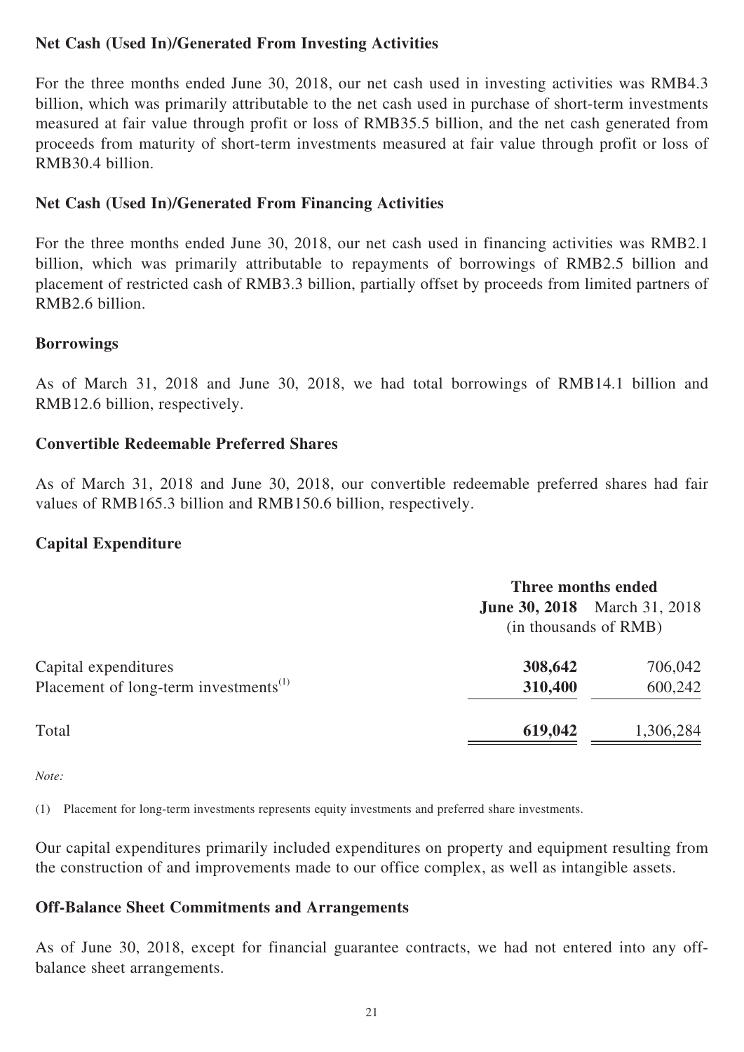**Net Cash (Used In)/Generated From Investing Activities**

For the three months ended June 30, 2018, our net cash used in investing activities was RMB4.3 billion, which was primarily attributable to the net cash used in purchase of short-term investments measured at fair value through profit or loss of RMB35.5 billion, and the net cash generated from proceeds from maturity of short-term investments measured at fair value through profit or loss of RMB30.4 billion.

**Net Cash (Used In)/Generated From Financing Activities**

For the three months ended June 30, 2018, our net cash used in financing activities was RMB2.1 billion, which was primarily attributable to repayments of borrowings of RMB2.5 billion and placement of restricted cash of RMB3.3 billion, partially offset by proceeds from limited partners of RMB2.6 billion.

**Borrowings**

As of March 31, 2018 and June 30, 2018, we had total borrowings of RMB14.1 billion and RMB12.6 billion, respectively.

**Convertible Redeemable Preferred Shares**

As of March 31, 2018 and June 30, 2018, our convertible redeemable preferred shares had fair values of RMB165.3 billion and RMB150.6 billion, respectively.

**Capital Expenditure**

| | Three months ended | |
|---|---|---|
| | **June 30, 2018** | March 31, 2018 |
| | (in thousands of RMB) | |
| Capital expenditures | **308,642** | 706,042 |
| Placement of long-term investments[(1)] | **310,400** | 600,242 |
| Total | **619,042** | 1,306,284 |

*Note:*

(1) Placement for long-term investments represents equity investments and preferred share investments.

Our capital expenditures primarily included expenditures on property and equipment resulting from the construction of and improvements made to our office complex, as well as intangible assets.

**Off-Balance Sheet Commitments and Arrangements**

As of June 30, 2018, except for financial guarantee contracts, we had not entered into any off-balance sheet arrangements.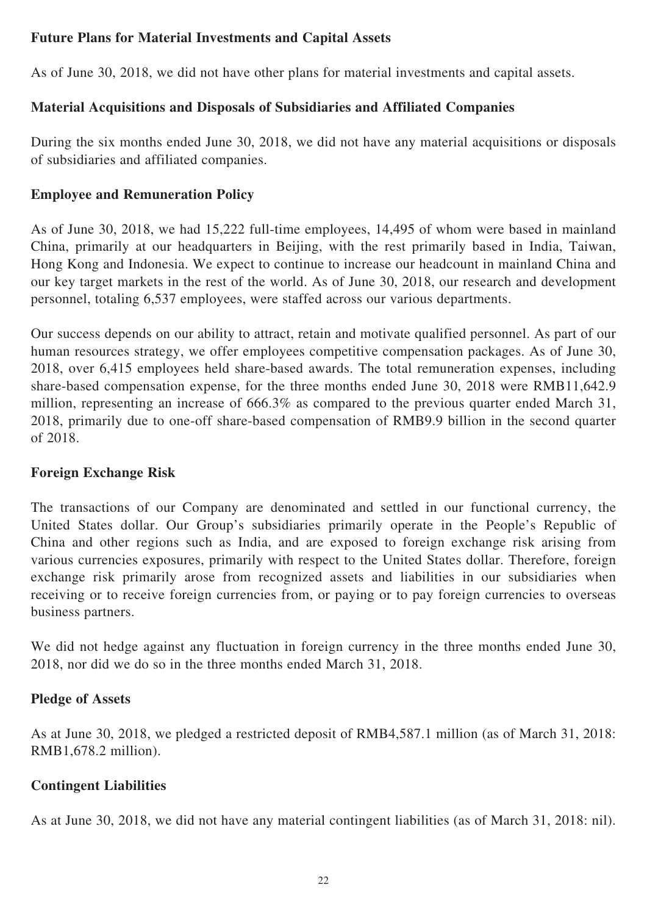## Future Plans for Material Investments and Capital Assets

As of June 30, 2018, we did not have other plans for material investments and capital assets.

## Material Acquisitions and Disposals of Subsidiaries and Affiliated Companies

During the six months ended June 30, 2018, we did not have any material acquisitions or disposals of subsidiaries and affiliated companies.

## Employee and Remuneration Policy

As of June 30, 2018, we had 15,222 full-time employees, 14,495 of whom were based in mainland China, primarily at our headquarters in Beijing, with the rest primarily based in India, Taiwan, Hong Kong and Indonesia. We expect to continue to increase our headcount in mainland China and our key target markets in the rest of the world. As of June 30, 2018, our research and development personnel, totaling 6,537 employees, were staffed across our various departments.

Our success depends on our ability to attract, retain and motivate qualified personnel. As part of our human resources strategy, we offer employees competitive compensation packages. As of June 30, 2018, over 6,415 employees held share-based awards. The total remuneration expenses, including share-based compensation expense, for the three months ended June 30, 2018 were RMB11,642.9 million, representing an increase of 666.3% as compared to the previous quarter ended March 31, 2018, primarily due to one-off share-based compensation of RMB9.9 billion in the second quarter of 2018.

## Foreign Exchange Risk

The transactions of our Company are denominated and settled in our functional currency, the United States dollar. Our Group's subsidiaries primarily operate in the People's Republic of China and other regions such as India, and are exposed to foreign exchange risk arising from various currencies exposures, primarily with respect to the United States dollar. Therefore, foreign exchange risk primarily arose from recognized assets and liabilities in our subsidiaries when receiving or to receive foreign currencies from, or paying or to pay foreign currencies to overseas business partners.

We did not hedge against any fluctuation in foreign currency in the three months ended June 30, 2018, nor did we do so in the three months ended March 31, 2018.

## Pledge of Assets

As at June 30, 2018, we pledged a restricted deposit of RMB4,587.1 million (as of March 31, 2018: RMB1,678.2 million).

## Contingent Liabilities

As at June 30, 2018, we did not have any material contingent liabilities (as of March 31, 2018: nil).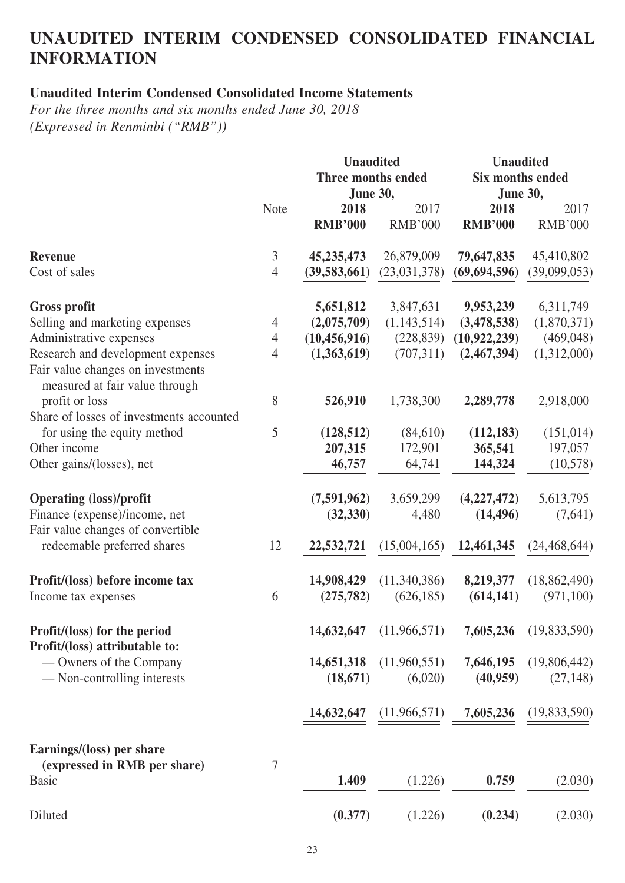# UNAUDITED INTERIM CONDENSED CONSOLIDATED FINANCIAL INFORMATION

## Unaudited Interim Condensed Consolidated Income Statements

*For the three months and six months ended June 30, 2018*
*(Expressed in Renminbi ("RMB"))*

| | Note | Unaudited Three months ended June 30, | | Unaudited Six months ended June 30, | |
|---|---|---|---|---|---|
| | | **2018** | 2017 | **2018** | 2017 |
| | | **RMB'000** | RMB'000 | **RMB'000** | RMB'000 |
| **Revenue** | 3 | **45,235,473** | 26,879,009 | **79,647,835** | 45,410,802 |
| Cost of sales | 4 | **(39,583,661)** | (23,031,378) | **(69,694,596)** | (39,099,053) |
| **Gross profit** | | **5,651,812** | 3,847,631 | **9,953,239** | 6,311,749 |
| Selling and marketing expenses | 4 | **(2,075,709)** | (1,143,514) | **(3,478,538)** | (1,870,371) |
| Administrative expenses | 4 | **(10,456,916)** | (228,839) | **(10,922,239)** | (469,048) |
| Research and development expenses | 4 | **(1,363,619)** | (707,311) | **(2,467,394)** | (1,312,000) |
| Fair value changes on investments measured at fair value through profit or loss | 8 | **526,910** | 1,738,300 | **2,289,778** | 2,918,000 |
| Share of losses of investments accounted for using the equity method | 5 | **(128,512)** | (84,610) | **(112,183)** | (151,014) |
| Other income | | **207,315** | 172,901 | **365,541** | 197,057 |
| Other gains/(losses), net | | **46,757** | 64,741 | **144,324** | (10,578) |
| **Operating (loss)/profit** | | **(7,591,962)** | 3,659,299 | **(4,227,472)** | 5,613,795 |
| Finance (expense)/income, net | | **(32,330)** | 4,480 | **(14,496)** | (7,641) |
| Fair value changes of convertible redeemable preferred shares | 12 | **22,532,721** | (15,004,165) | **12,461,345** | (24,468,644) |
| **Profit/(loss) before income tax** | | **14,908,429** | (11,340,386) | **8,219,377** | (18,862,490) |
| Income tax expenses | 6 | **(275,782)** | (626,185) | **(614,141)** | (971,100) |
| **Profit/(loss) for the period** | | **14,632,647** | (11,966,571) | **7,605,236** | (19,833,590) |
| **Profit/(loss) attributable to:** | | | | | |
| — Owners of the Company | | **14,651,318** | (11,960,551) | **7,646,195** | (19,806,442) |
| — Non-controlling interests | | **(18,671)** | (6,020) | **(40,959)** | (27,148) |
| | | **14,632,647** | (11,966,571) | **7,605,236** | (19,833,590) |
| **Earnings/(loss) per share (expressed in RMB per share)** | 7 | | | | |
| Basic | | **1.409** | (1.226) | **0.759** | (2.030) |
| Diluted | | **(0.377)** | (1.226) | **(0.234)** | (2.030) |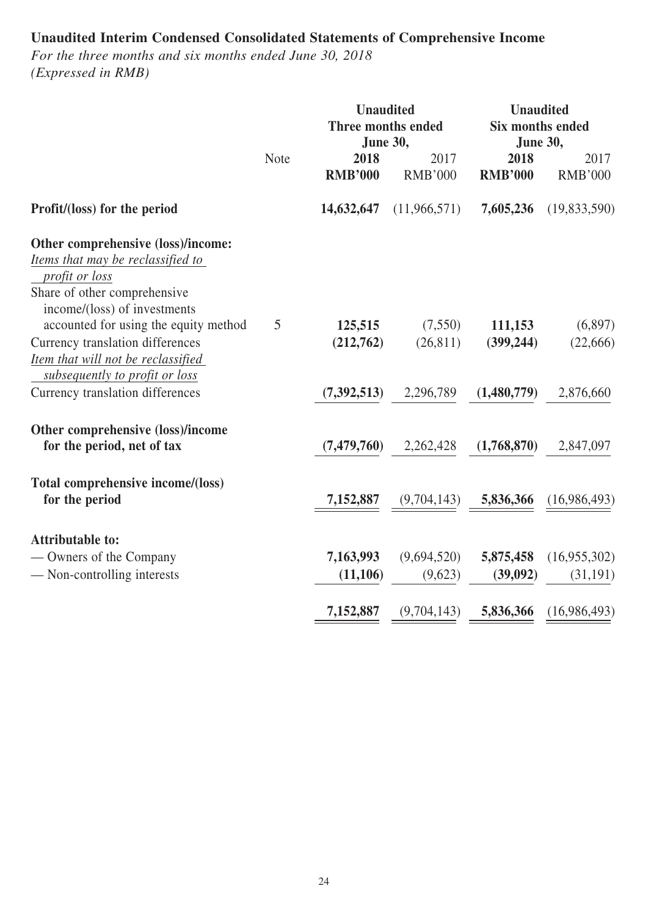# Unaudited Interim Condensed Consolidated Statements of Comprehensive Income

*For the three months and six months ended June 30, 2018*
*(Expressed in RMB)*

| | Note | Unaudited Three months ended June 30, | | Unaudited Six months ended June 30, | |
|---|---|---|---|---|---|
| | | **2018** | 2017 | **2018** | 2017 |
| | | **RMB'000** | RMB'000 | **RMB'000** | RMB'000 |
| **Profit/(loss) for the period** | | **14,632,647** | (11,966,571) | **7,605,236** | (19,833,590) |
| **Other comprehensive (loss)/income:** | | | | | |
| *Items that may be reclassified to profit or loss* | | | | | |
| Share of other comprehensive income/(loss) of investments accounted for using the equity method | 5 | **125,515** | (7,550) | **111,153** | (6,897) |
| Currency translation differences | | **(212,762)** | (26,811) | **(399,244)** | (22,666) |
| *Item that will not be reclassified subsequently to profit or loss* | | | | | |
| Currency translation differences | | **(7,392,513)** | 2,296,789 | **(1,480,779)** | 2,876,660 |
| **Other comprehensive (loss)/income for the period, net of tax** | | **(7,479,760)** | 2,262,428 | **(1,768,870)** | 2,847,097 |
| **Total comprehensive income/(loss) for the period** | | **7,152,887** | (9,704,143) | **5,836,366** | (16,986,493) |
| **Attributable to:** | | | | | |
| — Owners of the Company | | **7,163,993** | (9,694,520) | **5,875,458** | (16,955,302) |
| — Non-controlling interests | | **(11,106)** | (9,623) | **(39,092)** | (31,191) |
| | | **7,152,887** | (9,704,143) | **5,836,366** | (16,986,493) |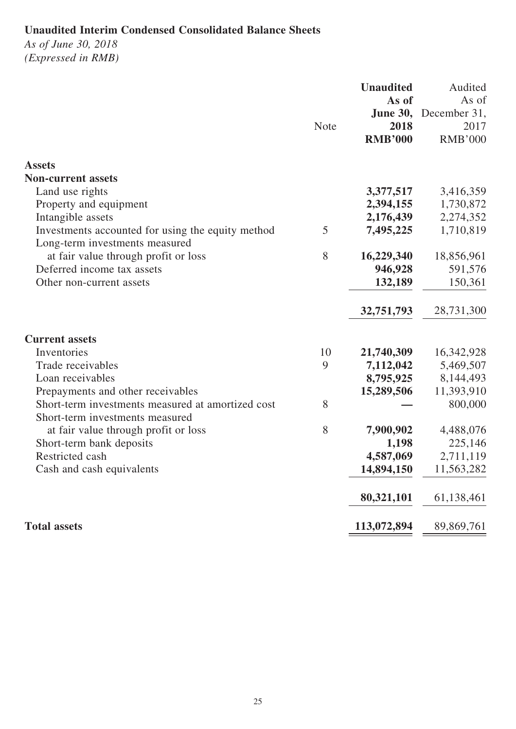**Unaudited Interim Condensed Consolidated Balance Sheets**

*As of June 30, 2018*

*(Expressed in RMB)*

| | Note | **Unaudited As of June 30, 2018 RMB'000** | Audited As of December 31, 2017 RMB'000 |
|---|---|---|---|
| **Assets** | | | |
| **Non-current assets** | | | |
| Land use rights | | **3,377,517** | 3,416,359 |
| Property and equipment | | **2,394,155** | 1,730,872 |
| Intangible assets | | **2,176,439** | 2,274,352 |
| Investments accounted for using the equity method | 5 | **7,495,225** | 1,710,819 |
| Long-term investments measured at fair value through profit or loss | 8 | **16,229,340** | 18,856,961 |
| Deferred income tax assets | | **946,928** | 591,576 |
| Other non-current assets | | **132,189** | 150,361 |
| | | **32,751,793** | 28,731,300 |
| **Current assets** | | | |
| Inventories | 10 | **21,740,309** | 16,342,928 |
| Trade receivables | 9 | **7,112,042** | 5,469,507 |
| Loan receivables | | **8,795,925** | 8,144,493 |
| Prepayments and other receivables | | **15,289,506** | 11,393,910 |
| Short-term investments measured at amortized cost | 8 | **—** | 800,000 |
| Short-term investments measured at fair value through profit or loss | 8 | **7,900,902** | 4,488,076 |
| Short-term bank deposits | | **1,198** | 225,146 |
| Restricted cash | | **4,587,069** | 2,711,119 |
| Cash and cash equivalents | | **14,894,150** | 11,563,282 |
| | | **80,321,101** | 61,138,461 |
| **Total assets** | | **113,072,894** | 89,869,761 |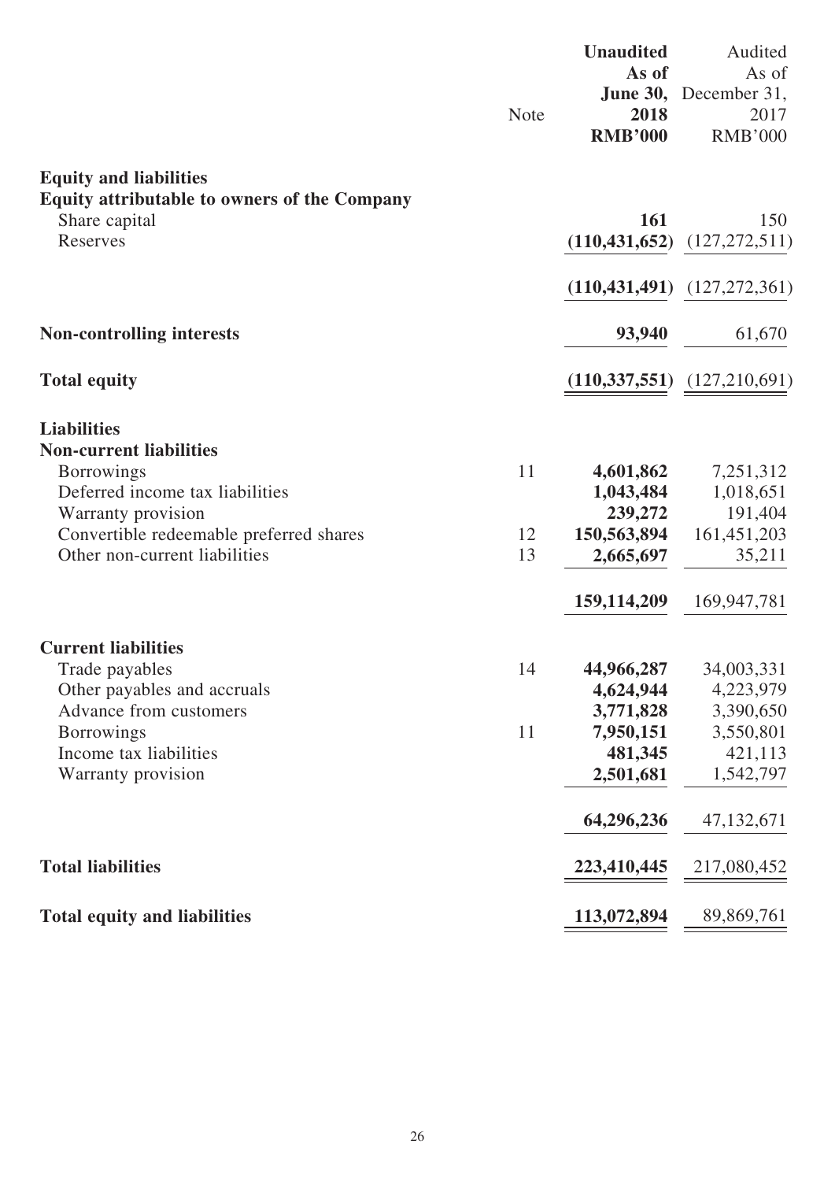| | Note | **Unaudited As of June 30, 2018 RMB'000** | Audited As of December 31, 2017 RMB'000 |
|---|---|---|---|
| **Equity and liabilities** | | | |
| **Equity attributable to owners of the Company** | | | |
| Share capital | | **161** | 150 |
| Reserves | | **(110,431,652)** | (127,272,511) |
| | | **(110,431,491)** | (127,272,361) |
| **Non-controlling interests** | | **93,940** | 61,670 |
| **Total equity** | | **(110,337,551)** | (127,210,691) |
| **Liabilities** | | | |
| **Non-current liabilities** | | | |
| Borrowings | 11 | **4,601,862** | 7,251,312 |
| Deferred income tax liabilities | | **1,043,484** | 1,018,651 |
| Warranty provision | | **239,272** | 191,404 |
| Convertible redeemable preferred shares | 12 | **150,563,894** | 161,451,203 |
| Other non-current liabilities | 13 | **2,665,697** | 35,211 |
| | | **159,114,209** | 169,947,781 |
| **Current liabilities** | | | |
| Trade payables | 14 | **44,966,287** | 34,003,331 |
| Other payables and accruals | | **4,624,944** | 4,223,979 |
| Advance from customers | | **3,771,828** | 3,390,650 |
| Borrowings | 11 | **7,950,151** | 3,550,801 |
| Income tax liabilities | | **481,345** | 421,113 |
| Warranty provision | | **2,501,681** | 1,542,797 |
| | | **64,296,236** | 47,132,671 |
| **Total liabilities** | | **223,410,445** | 217,080,452 |
| **Total equity and liabilities** | | **113,072,894** | 89,869,761 |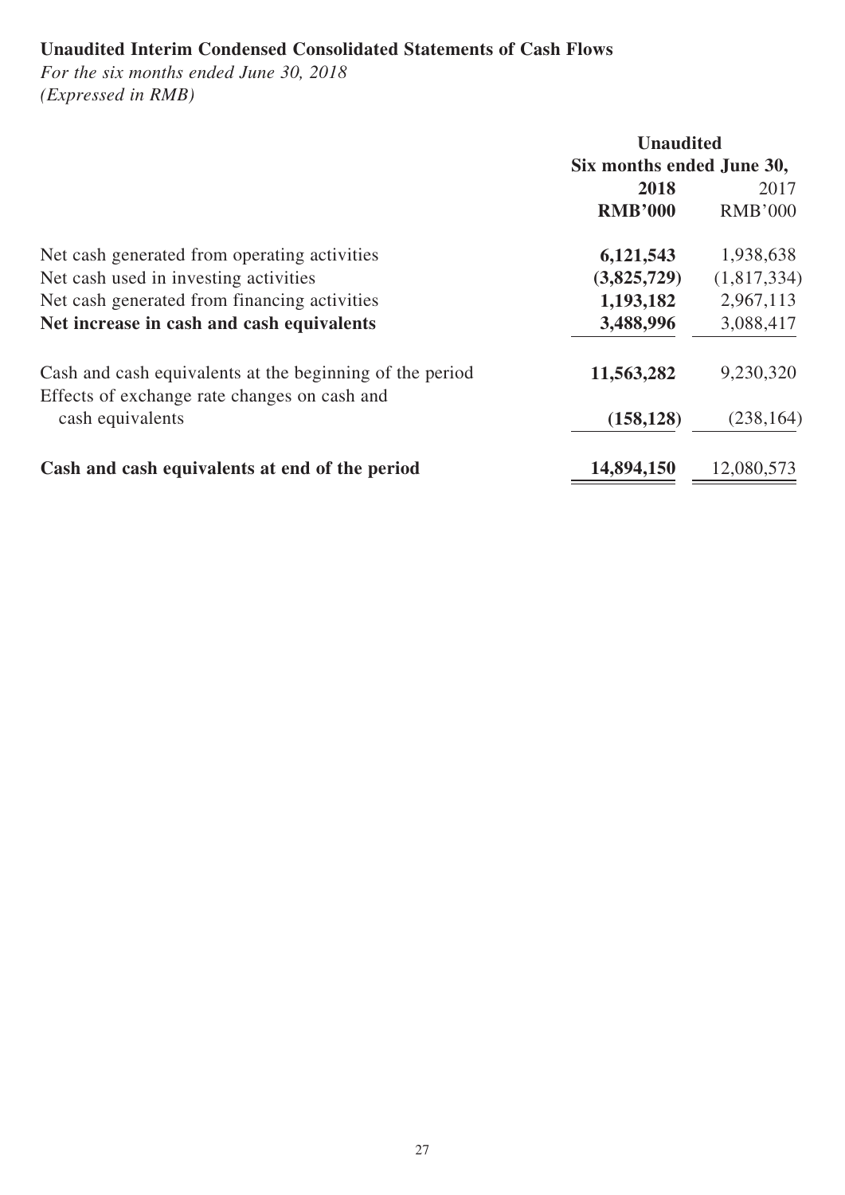**Unaudited Interim Condensed Consolidated Statements of Cash Flows**

*For the six months ended June 30, 2018*
*(Expressed in RMB)*

| | Unaudited | |
|---|---|---|
| | Six months ended June 30, | |
| | **2018** | 2017 |
| | **RMB'000** | RMB'000 |
| Net cash generated from operating activities | **6,121,543** | 1,938,638 |
| Net cash used in investing activities | **(3,825,729)** | (1,817,334) |
| Net cash generated from financing activities | **1,193,182** | 2,967,113 |
| **Net increase in cash and cash equivalents** | **3,488,996** | 3,088,417 |
| Cash and cash equivalents at the beginning of the period | **11,563,282** | 9,230,320 |
| Effects of exchange rate changes on cash and cash equivalents | **(158,128)** | (238,164) |
| **Cash and cash equivalents at end of the period** | **14,894,150** | 12,080,573 |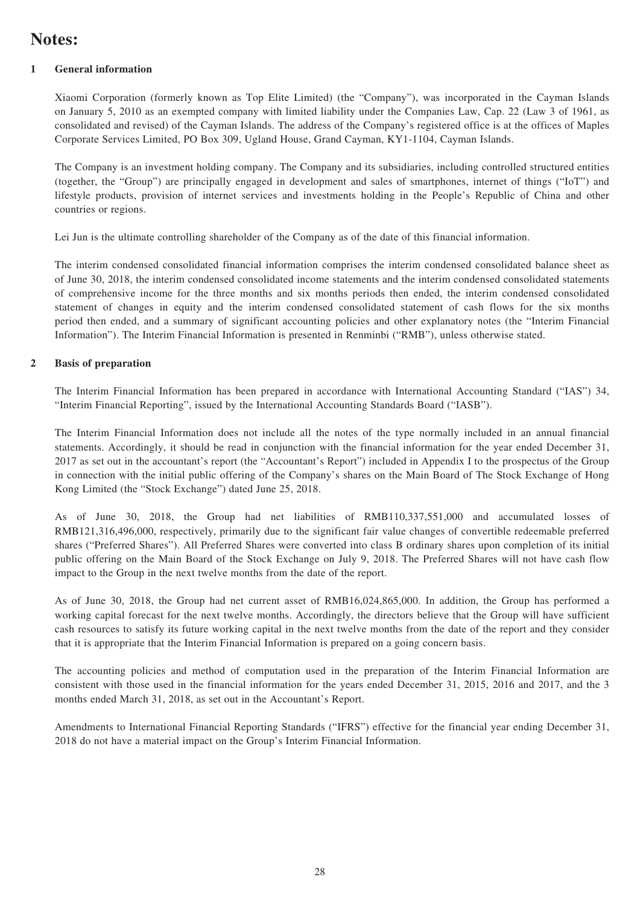# Notes:

## 1 General information

Xiaomi Corporation (formerly known as Top Elite Limited) (the "Company"), was incorporated in the Cayman Islands on January 5, 2010 as an exempted company with limited liability under the Companies Law, Cap. 22 (Law 3 of 1961, as consolidated and revised) of the Cayman Islands. The address of the Company's registered office is at the offices of Maples Corporate Services Limited, PO Box 309, Ugland House, Grand Cayman, KY1-1104, Cayman Islands.

The Company is an investment holding company. The Company and its subsidiaries, including controlled structured entities (together, the "Group") are principally engaged in development and sales of smartphones, internet of things ("IoT") and lifestyle products, provision of internet services and investments holding in the People's Republic of China and other countries or regions.

Lei Jun is the ultimate controlling shareholder of the Company as of the date of this financial information.

The interim condensed consolidated financial information comprises the interim condensed consolidated balance sheet as of June 30, 2018, the interim condensed consolidated income statements and the interim condensed consolidated statements of comprehensive income for the three months and six months periods then ended, the interim condensed consolidated statement of changes in equity and the interim condensed consolidated statement of cash flows for the six months period then ended, and a summary of significant accounting policies and other explanatory notes (the "Interim Financial Information"). The Interim Financial Information is presented in Renminbi ("RMB"), unless otherwise stated.

## 2 Basis of preparation

The Interim Financial Information has been prepared in accordance with International Accounting Standard ("IAS") 34, "Interim Financial Reporting", issued by the International Accounting Standards Board ("IASB").

The Interim Financial Information does not include all the notes of the type normally included in an annual financial statements. Accordingly, it should be read in conjunction with the financial information for the year ended December 31, 2017 as set out in the accountant's report (the "Accountant's Report") included in Appendix I to the prospectus of the Group in connection with the initial public offering of the Company's shares on the Main Board of The Stock Exchange of Hong Kong Limited (the "Stock Exchange") dated June 25, 2018.

As of June 30, 2018, the Group had net liabilities of RMB110,337,551,000 and accumulated losses of RMB121,316,496,000, respectively, primarily due to the significant fair value changes of convertible redeemable preferred shares ("Preferred Shares"). All Preferred Shares were converted into class B ordinary shares upon completion of its initial public offering on the Main Board of the Stock Exchange on July 9, 2018. The Preferred Shares will not have cash flow impact to the Group in the next twelve months from the date of the report.

As of June 30, 2018, the Group had net current asset of RMB16,024,865,000. In addition, the Group has performed a working capital forecast for the next twelve months. Accordingly, the directors believe that the Group will have sufficient cash resources to satisfy its future working capital in the next twelve months from the date of the report and they consider that it is appropriate that the Interim Financial Information is prepared on a going concern basis.

The accounting policies and method of computation used in the preparation of the Interim Financial Information are consistent with those used in the financial information for the years ended December 31, 2015, 2016 and 2017, and the 3 months ended March 31, 2018, as set out in the Accountant's Report.

Amendments to International Financial Reporting Standards ("IFRS") effective for the financial year ending December 31, 2018 do not have a material impact on the Group's Interim Financial Information.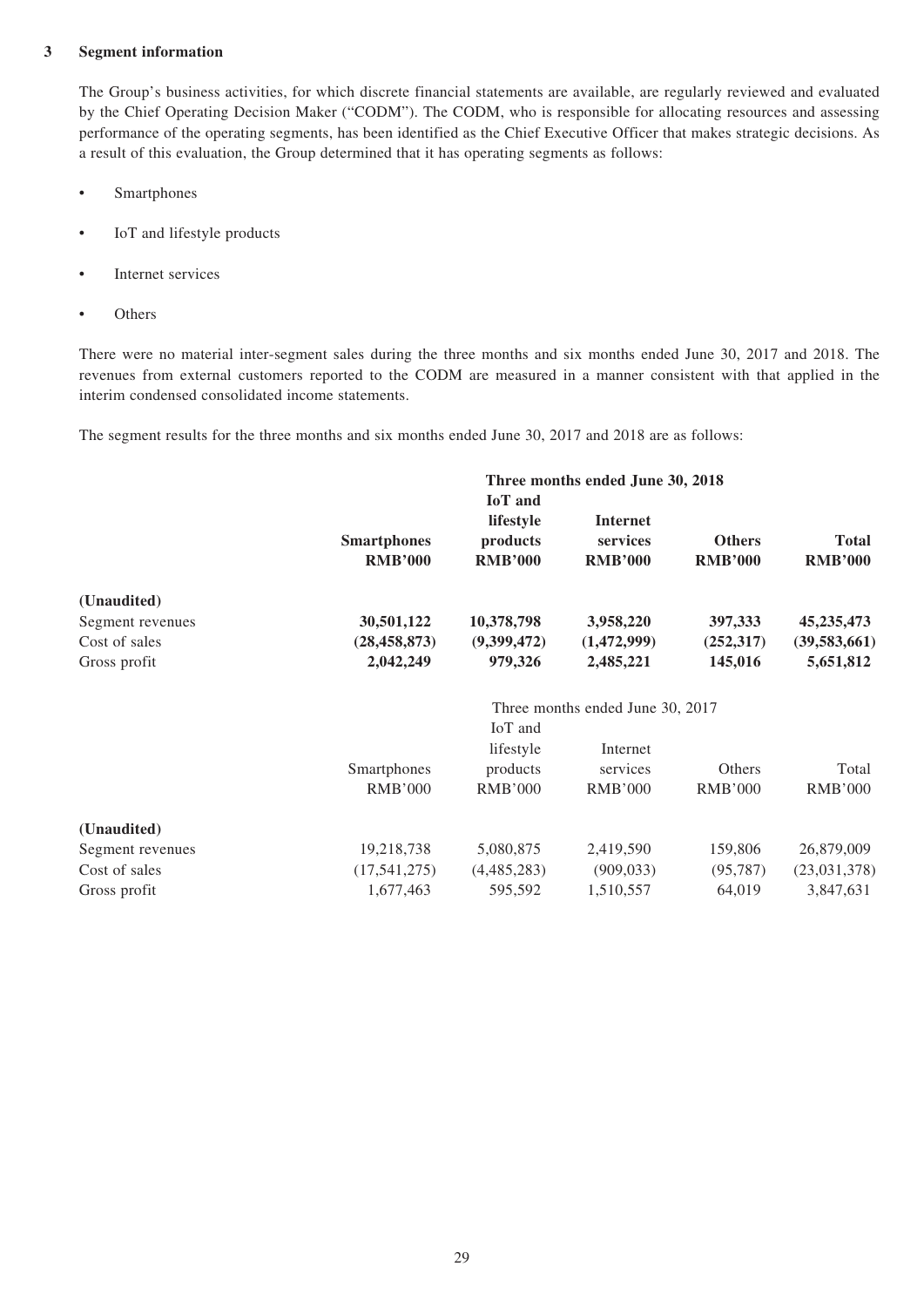## 3 Segment information

The Group's business activities, for which discrete financial statements are available, are regularly reviewed and evaluated by the Chief Operating Decision Maker ("CODM"). The CODM, who is responsible for allocating resources and assessing performance of the operating segments, has been identified as the Chief Executive Officer that makes strategic decisions. As a result of this evaluation, the Group determined that it has operating segments as follows:

- Smartphones
- IoT and lifestyle products
- Internet services
- Others

There were no material inter-segment sales during the three months and six months ended June 30, 2017 and 2018. The revenues from external customers reported to the CODM are measured in a manner consistent with that applied in the interim condensed consolidated income statements.

The segment results for the three months and six months ended June 30, 2017 and 2018 are as follows:

| | **Three months ended June 30, 2018** | | | | |
|---|---|---|---|---|---|
| | **Smartphones** | **IoT and lifestyle products** | **Internet services** | **Others** | **Total** |
| | **RMB'000** | **RMB'000** | **RMB'000** | **RMB'000** | **RMB'000** |
| **(Unaudited)** | | | | | |
| Segment revenues | **30,501,122** | **10,378,798** | **3,958,220** | **397,333** | **45,235,473** |
| Cost of sales | **(28,458,873)** | **(9,399,472)** | **(1,472,999)** | **(252,317)** | **(39,583,661)** |
| Gross profit | **2,042,249** | **979,326** | **2,485,221** | **145,016** | **5,651,812** |

| | Three months ended June 30, 2017 | | | | |
|---|---|---|---|---|---|
| | Smartphones | IoT and lifestyle products | Internet services | Others | Total |
| | RMB'000 | RMB'000 | RMB'000 | RMB'000 | RMB'000 |
| **(Unaudited)** | | | | | |
| Segment revenues | 19,218,738 | 5,080,875 | 2,419,590 | 159,806 | 26,879,009 |
| Cost of sales | (17,541,275) | (4,485,283) | (909,033) | (95,787) | (23,031,378) |
| Gross profit | 1,677,463 | 595,592 | 1,510,557 | 64,019 | 3,847,631 |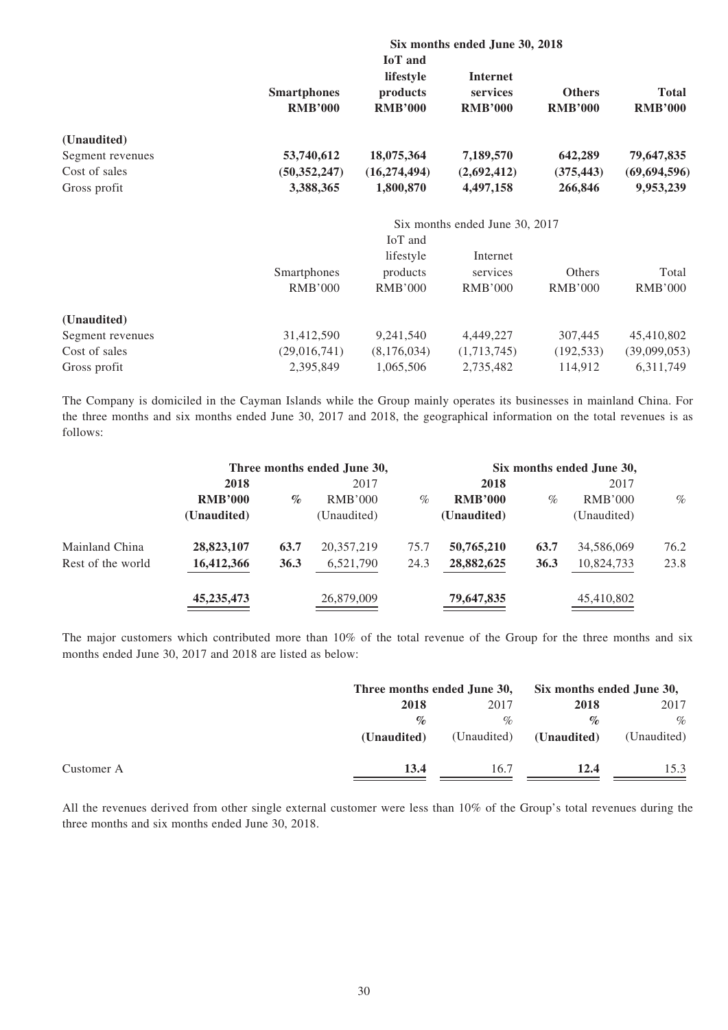| | Six months ended June 30, 2018 | | | | |
|---|---|---|---|---|---|
| | **Smartphones** | **IoT and lifestyle products** | **Internet services** | **Others** | **Total** |
| | **RMB'000** | **RMB'000** | **RMB'000** | **RMB'000** | **RMB'000** |
| **(Unaudited)** | | | | | |
| Segment revenues | **53,740,612** | **18,075,364** | **7,189,570** | **642,289** | **79,647,835** |
| Cost of sales | **(50,352,247)** | **(16,274,494)** | **(2,692,412)** | **(375,443)** | **(69,694,596)** |
| Gross profit | **3,388,365** | **1,800,870** | **4,497,158** | **266,846** | **9,953,239** |

| | Six months ended June 30, 2017 | | | | |
|---|---|---|---|---|---|
| | Smartphones | IoT and lifestyle products | Internet services | Others | Total |
| | RMB'000 | RMB'000 | RMB'000 | RMB'000 | RMB'000 |
| **(Unaudited)** | | | | | |
| Segment revenues | 31,412,590 | 9,241,540 | 4,449,227 | 307,445 | 45,410,802 |
| Cost of sales | (29,016,741) | (8,176,034) | (1,713,745) | (192,533) | (39,099,053) |
| Gross profit | 2,395,849 | 1,065,506 | 2,735,482 | 114,912 | 6,311,749 |

The Company is domiciled in the Cayman Islands while the Group mainly operates its businesses in mainland China. For the three months and six months ended June 30, 2017 and 2018, the geographical information on the total revenues is as follows:

| | Three months ended June 30, | | | | Six months ended June 30, | | | |
|---|---|---|---|---|---|---|---|---|
| | **2018** | | 2017 | | **2018** | | 2017 | |
| | **RMB'000** | **%** | RMB'000 | % | **RMB'000** | % | RMB'000 | % |
| | **(Unaudited)** | | (Unaudited) | | **(Unaudited)** | | (Unaudited) | |
| Mainland China | **28,823,107** | **63.7** | 20,357,219 | 75.7 | **50,765,210** | **63.7** | 34,586,069 | 76.2 |
| Rest of the world | **16,412,366** | **36.3** | 6,521,790 | 24.3 | **28,882,625** | **36.3** | 10,824,733 | 23.8 |
| | **45,235,473** | | 26,879,009 | | **79,647,835** | | 45,410,802 | |

The major customers which contributed more than 10% of the total revenue of the Group for the three months and six months ended June 30, 2017 and 2018 are listed as below:

| | Three months ended June 30, | | Six months ended June 30, | |
|---|---|---|---|---|
| | **2018** | 2017 | **2018** | 2017 |
| | **%** | % | **%** | % |
| | **(Unaudited)** | (Unaudited) | **(Unaudited)** | (Unaudited) |
| Customer A | **13.4** | 16.7 | **12.4** | 15.3 |

All the revenues derived from other single external customer were less than 10% of the Group's total revenues during the three months and six months ended June 30, 2018.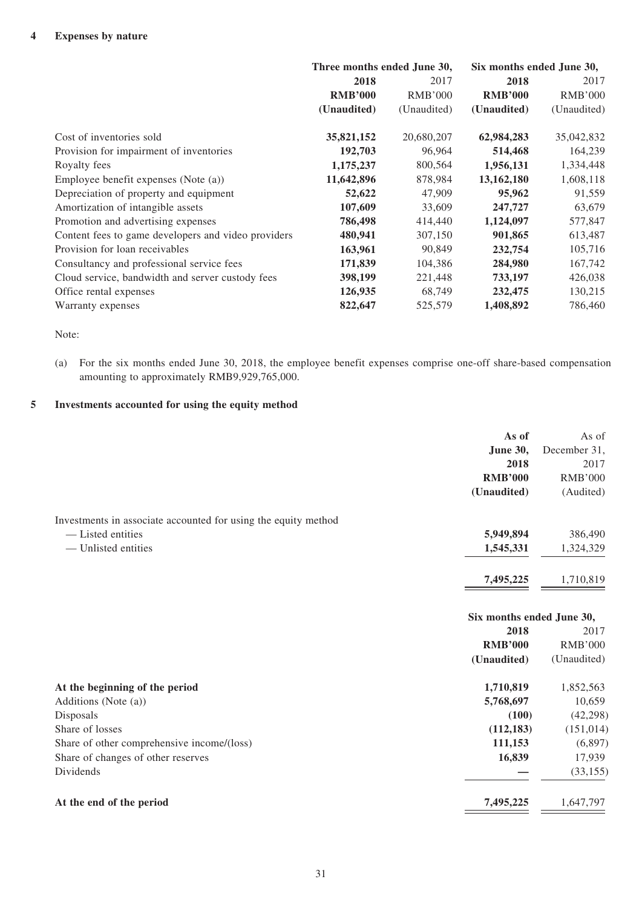## 4 Expenses by nature

| | Three months ended June 30, | | Six months ended June 30, | |
|---|---|---|---|---|
| | **2018** | 2017 | **2018** | 2017 |
| | **RMB'000** | RMB'000 | **RMB'000** | RMB'000 |
| | **(Unaudited)** | (Unaudited) | **(Unaudited)** | (Unaudited) |
| Cost of inventories sold | **35,821,152** | 20,680,207 | **62,984,283** | 35,042,832 |
| Provision for impairment of inventories | **192,703** | 96,964 | **514,468** | 164,239 |
| Royalty fees | **1,175,237** | 800,564 | **1,956,131** | 1,334,448 |
| Employee benefit expenses (Note (a)) | **11,642,896** | 878,984 | **13,162,180** | 1,608,118 |
| Depreciation of property and equipment | **52,622** | 47,909 | **95,962** | 91,559 |
| Amortization of intangible assets | **107,609** | 33,609 | **247,727** | 63,679 |
| Promotion and advertising expenses | **786,498** | 414,440 | **1,124,097** | 577,847 |
| Content fees to game developers and video providers | **480,941** | 307,150 | **901,865** | 613,487 |
| Provision for loan receivables | **163,961** | 90,849 | **232,754** | 105,716 |
| Consultancy and professional service fees | **171,839** | 104,386 | **284,980** | 167,742 |
| Cloud service, bandwidth and server custody fees | **398,199** | 221,448 | **733,197** | 426,038 |
| Office rental expenses | **126,935** | 68,749 | **232,475** | 130,215 |
| Warranty expenses | **822,647** | 525,579 | **1,408,892** | 786,460 |

Note:

(a) For the six months ended June 30, 2018, the employee benefit expenses comprise one-off share-based compensation amounting to approximately RMB9,929,765,000.

## 5 Investments accounted for using the equity method

| | As of June 30, 2018 | As of December 31, 2017 |
|---|---|---|
| | **RMB'000** | RMB'000 |
| | **(Unaudited)** | (Audited) |
| Investments in associate accounted for using the equity method | | |
| — Listed entities | **5,949,894** | 386,490 |
| — Unlisted entities | **1,545,331** | 1,324,329 |
| | **7,495,225** | 1,710,819 |

| | Six months ended June 30, | |
|---|---|---|
| | **2018** | 2017 |
| | **RMB'000** | RMB'000 |
| | **(Unaudited)** | (Unaudited) |
| **At the beginning of the period** | **1,710,819** | 1,852,563 |
| Additions (Note (a)) | **5,768,697** | 10,659 |
| Disposals | **(100)** | (42,298) |
| Share of losses | **(112,183)** | (151,014) |
| Share of other comprehensive income/(loss) | **111,153** | (6,897) |
| Share of changes of other reserves | **16,839** | 17,939 |
| Dividends | **—** | (33,155) |
| **At the end of the period** | **7,495,225** | 1,647,797 |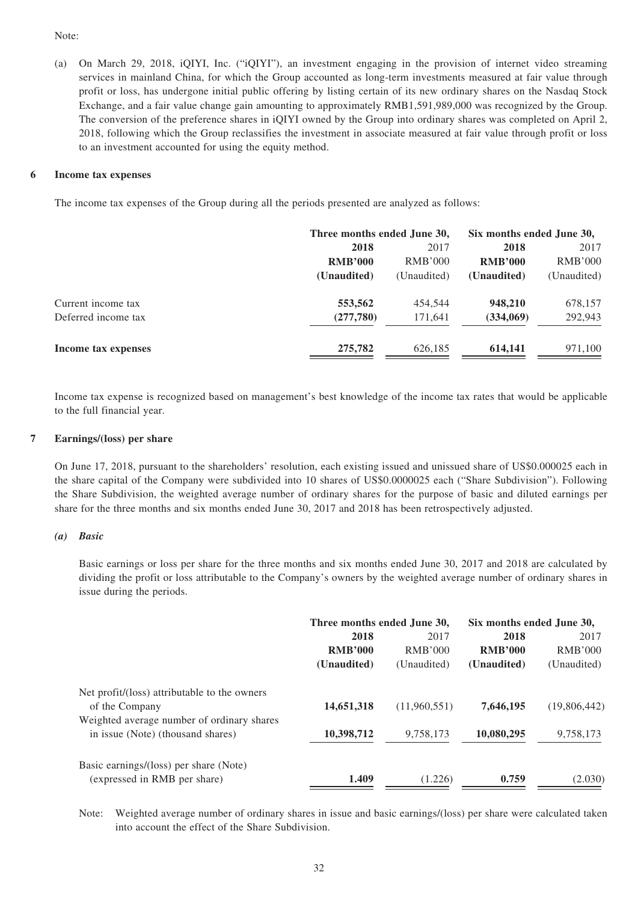Note:

(a) On March 29, 2018, iQIYI, Inc. ("iQIYI"), an investment engaging in the provision of internet video streaming services in mainland China, for which the Group accounted as long-term investments measured at fair value through profit or loss, has undergone initial public offering by listing certain of its new ordinary shares on the Nasdaq Stock Exchange, and a fair value change gain amounting to approximately RMB1,591,989,000 was recognized by the Group. The conversion of the preference shares in iQIYI owned by the Group into ordinary shares was completed on April 2, 2018, following which the Group reclassifies the investment in associate measured at fair value through profit or loss to an investment accounted for using the equity method.

## 6 Income tax expenses

The income tax expenses of the Group during all the periods presented are analyzed as follows:

| | Three months ended June 30, | | Six months ended June 30, | |
|---|---|---|---|---|
| | **2018** | 2017 | **2018** | 2017 |
| | **RMB'000** | RMB'000 | **RMB'000** | RMB'000 |
| | **(Unaudited)** | (Unaudited) | **(Unaudited)** | (Unaudited) |
| Current income tax | **553,562** | 454,544 | **948,210** | 678,157 |
| Deferred income tax | **(277,780)** | 171,641 | **(334,069)** | 292,943 |
| **Income tax expenses** | **275,782** | 626,185 | **614,141** | 971,100 |

Income tax expense is recognized based on management's best knowledge of the income tax rates that would be applicable to the full financial year.

## 7 Earnings/(loss) per share

On June 17, 2018, pursuant to the shareholders' resolution, each existing issued and unissued share of US$0.000025 each in the share capital of the Company were subdivided into 10 shares of US$0.0000025 each ("Share Subdivision"). Following the Share Subdivision, the weighted average number of ordinary shares for the purpose of basic and diluted earnings per share for the three months and six months ended June 30, 2017 and 2018 has been retrospectively adjusted.

### *(a) Basic*

Basic earnings or loss per share for the three months and six months ended June 30, 2017 and 2018 are calculated by dividing the profit or loss attributable to the Company's owners by the weighted average number of ordinary shares in issue during the periods.

| | Three months ended June 30, | | Six months ended June 30, | |
|---|---|---|---|---|
| | **2018** | 2017 | **2018** | 2017 |
| | **RMB'000** | RMB'000 | **RMB'000** | RMB'000 |
| | **(Unaudited)** | (Unaudited) | **(Unaudited)** | (Unaudited) |
| Net profit/(loss) attributable to the owners of the Company | **14,651,318** | (11,960,551) | **7,646,195** | (19,806,442) |
| Weighted average number of ordinary shares in issue (Note) (thousand shares) | **10,398,712** | 9,758,173 | **10,080,295** | 9,758,173 |
| Basic earnings/(loss) per share (Note) (expressed in RMB per share) | **1.409** | (1.226) | **0.759** | (2.030) |

Note: Weighted average number of ordinary shares in issue and basic earnings/(loss) per share were calculated taken into account the effect of the Share Subdivision.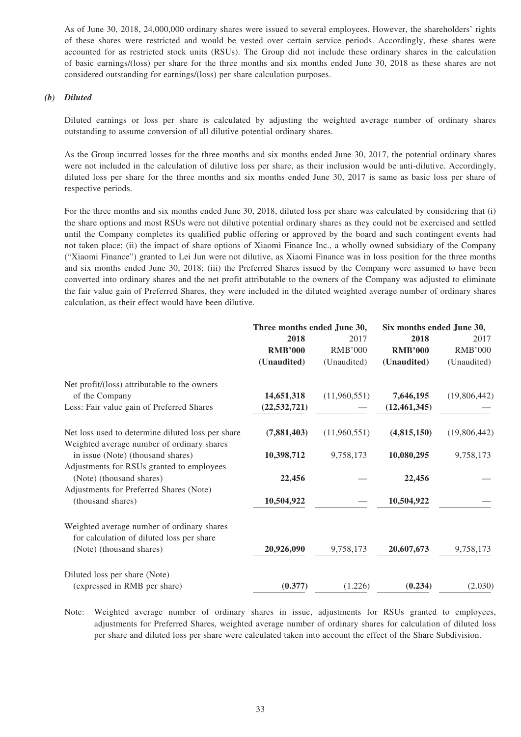As of June 30, 2018, 24,000,000 ordinary shares were issued to several employees. However, the shareholders' rights of these shares were restricted and would be vested over certain service periods. Accordingly, these shares were accounted for as restricted stock units (RSUs). The Group did not include these ordinary shares in the calculation of basic earnings/(loss) per share for the three months and six months ended June 30, 2018 as these shares are not considered outstanding for earnings/(loss) per share calculation purposes.

***(b) Diluted***

Diluted earnings or loss per share is calculated by adjusting the weighted average number of ordinary shares outstanding to assume conversion of all dilutive potential ordinary shares.

As the Group incurred losses for the three months and six months ended June 30, 2017, the potential ordinary shares were not included in the calculation of dilutive loss per share, as their inclusion would be anti-dilutive. Accordingly, diluted loss per share for the three months and six months ended June 30, 2017 is same as basic loss per share of respective periods.

For the three months and six months ended June 30, 2018, diluted loss per share was calculated by considering that (i) the share options and most RSUs were not dilutive potential ordinary shares as they could not be exercised and settled until the Company completes its qualified public offering or approved by the board and such contingent events had not taken place; (ii) the impact of share options of Xiaomi Finance Inc., a wholly owned subsidiary of the Company ("Xiaomi Finance") granted to Lei Jun were not dilutive, as Xiaomi Finance was in loss position for the three months and six months ended June 30, 2018; (iii) the Preferred Shares issued by the Company were assumed to have been converted into ordinary shares and the net profit attributable to the owners of the Company was adjusted to eliminate the fair value gain of Preferred Shares, they were included in the diluted weighted average number of ordinary shares calculation, as their effect would have been dilutive.

| | Three months ended June 30, | | Six months ended June 30, | |
|---|---|---|---|---|
| | **2018** | 2017 | **2018** | 2017 |
| | **RMB'000** | RMB'000 | **RMB'000** | RMB'000 |
| | **(Unaudited)** | (Unaudited) | **(Unaudited)** | (Unaudited) |
| Net profit/(loss) attributable to the owners of the Company | **14,651,318** | (11,960,551) | **7,646,195** | (19,806,442) |
| Less: Fair value gain of Preferred Shares | **(22,532,721)** | — | **(12,461,345)** | — |
| Net loss used to determine diluted loss per share | **(7,881,403)** | (11,960,551) | **(4,815,150)** | (19,806,442) |
| Weighted average number of ordinary shares in issue (Note) (thousand shares) | **10,398,712** | 9,758,173 | **10,080,295** | 9,758,173 |
| Adjustments for RSUs granted to employees (Note) (thousand shares) | **22,456** | — | **22,456** | — |
| Adjustments for Preferred Shares (Note) (thousand shares) | **10,504,922** | — | **10,504,922** | — |
| Weighted average number of ordinary shares for calculation of diluted loss per share (Note) (thousand shares) | **20,926,090** | 9,758,173 | **20,607,673** | 9,758,173 |
| Diluted loss per share (Note) (expressed in RMB per share) | **(0.377)** | (1.226) | **(0.234)** | (2.030) |

Note: Weighted average number of ordinary shares in issue, adjustments for RSUs granted to employees, adjustments for Preferred Shares, weighted average number of ordinary shares for calculation of diluted loss per share and diluted loss per share were calculated taken into account the effect of the Share Subdivision.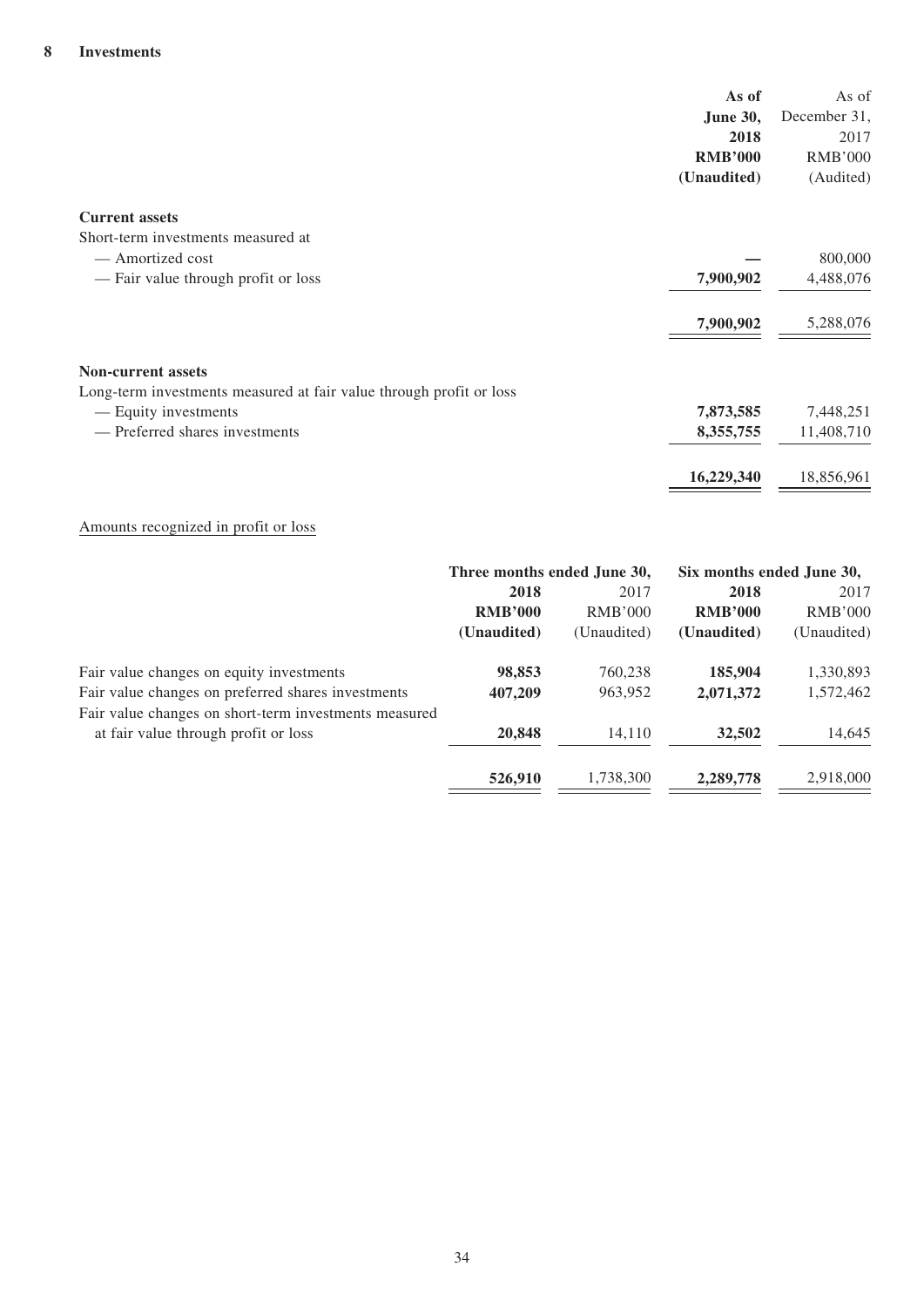## 8 Investments

| | As of June 30, 2018 RMB'000 (Unaudited) | As of December 31, 2017 RMB'000 (Audited) |
|---|---|---|
| **Current assets** | | |
| Short-term investments measured at | | |
| — Amortized cost | — | 800,000 |
| — Fair value through profit or loss | **7,900,902** | 4,488,076 |
| | **7,900,902** | 5,288,076 |
| **Non-current assets** | | |
| Long-term investments measured at fair value through profit or loss | | |
| — Equity investments | **7,873,585** | 7,448,251 |
| — Preferred shares investments | **8,355,755** | 11,408,710 |
| | **16,229,340** | 18,856,961 |

Amounts recognized in profit or loss

| | Three months ended June 30, | | Six months ended June 30, | |
|---|---|---|---|---|
| | **2018** | 2017 | **2018** | 2017 |
| | **RMB'000** | RMB'000 | **RMB'000** | RMB'000 |
| | **(Unaudited)** | (Unaudited) | **(Unaudited)** | (Unaudited) |
| Fair value changes on equity investments | **98,853** | 760,238 | **185,904** | 1,330,893 |
| Fair value changes on preferred shares investments | **407,209** | 963,952 | **2,071,372** | 1,572,462 |
| Fair value changes on short-term investments measured at fair value through profit or loss | **20,848** | 14,110 | **32,502** | 14,645 |
| | **526,910** | 1,738,300 | **2,289,778** | 2,918,000 |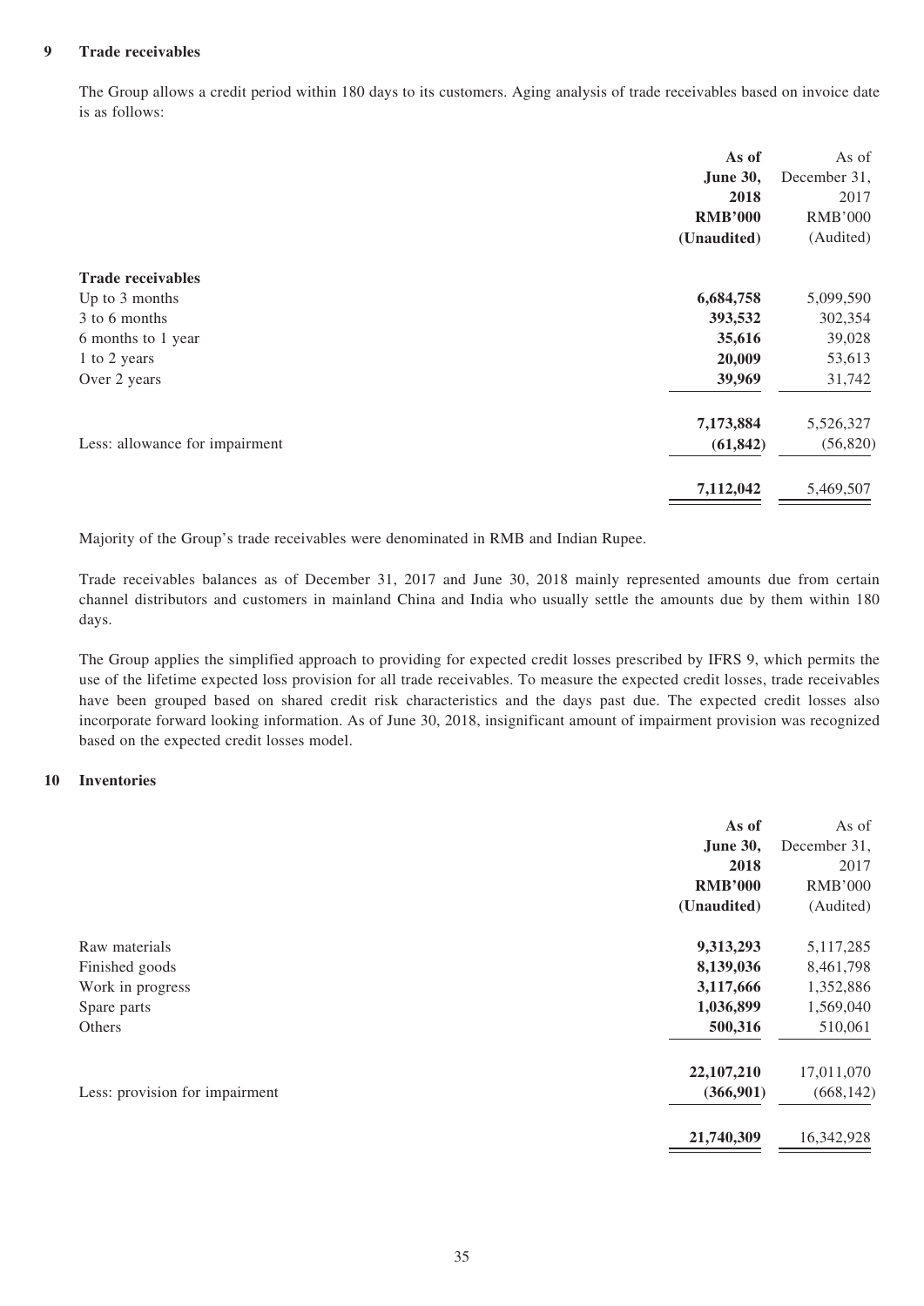## 9 Trade receivables

The Group allows a credit period within 180 days to its customers. Aging analysis of trade receivables based on invoice date is as follows:

| | **As of June 30, 2018 RMB'000 (Unaudited)** | As of December 31, 2017 RMB'000 (Audited) |
|---|---|---|
| **Trade receivables** | | |
| Up to 3 months | **6,684,758** | 5,099,590 |
| 3 to 6 months | **393,532** | 302,354 |
| 6 months to 1 year | **35,616** | 39,028 |
| 1 to 2 years | **20,009** | 53,613 |
| Over 2 years | **39,969** | 31,742 |
| | **7,173,884** | 5,526,327 |
| Less: allowance for impairment | **(61,842)** | (56,820) |
| | **7,112,042** | 5,469,507 |

Majority of the Group's trade receivables were denominated in RMB and Indian Rupee.

Trade receivables balances as of December 31, 2017 and June 30, 2018 mainly represented amounts due from certain channel distributors and customers in mainland China and India who usually settle the amounts due by them within 180 days.

The Group applies the simplified approach to providing for expected credit losses prescribed by IFRS 9, which permits the use of the lifetime expected loss provision for all trade receivables. To measure the expected credit losses, trade receivables have been grouped based on shared credit risk characteristics and the days past due. The expected credit losses also incorporate forward looking information. As of June 30, 2018, insignificant amount of impairment provision was recognized based on the expected credit losses model.

## 10 Inventories

| | **As of June 30, 2018 RMB'000 (Unaudited)** | As of December 31, 2017 RMB'000 (Audited) |
|---|---|---|
| Raw materials | **9,313,293** | 5,117,285 |
| Finished goods | **8,139,036** | 8,461,798 |
| Work in progress | **3,117,666** | 1,352,886 |
| Spare parts | **1,036,899** | 1,569,040 |
| Others | **500,316** | 510,061 |
| | **22,107,210** | 17,011,070 |
| Less: provision for impairment | **(366,901)** | (668,142) |
| | **21,740,309** | 16,342,928 |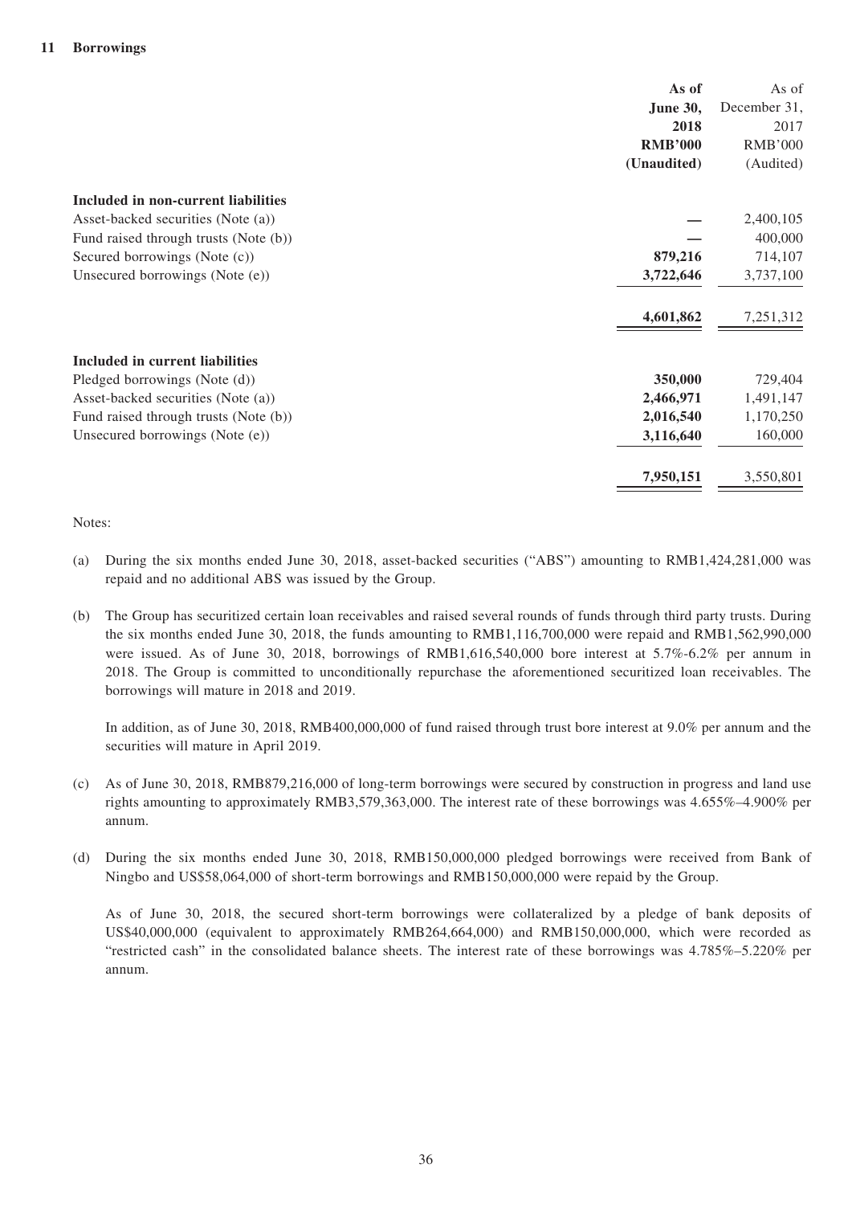## 11 Borrowings

| | As of June 30, 2018 RMB'000 (Unaudited) | As of December 31, 2017 RMB'000 (Audited) |
|---|---|---|
| **Included in non-current liabilities** | | |
| Asset-backed securities (Note (a)) | **—** | 2,400,105 |
| Fund raised through trusts (Note (b)) | **—** | 400,000 |
| Secured borrowings (Note (c)) | **879,216** | 714,107 |
| Unsecured borrowings (Note (e)) | **3,722,646** | 3,737,100 |
| | **4,601,862** | 7,251,312 |
| **Included in current liabilities** | | |
| Pledged borrowings (Note (d)) | **350,000** | 729,404 |
| Asset-backed securities (Note (a)) | **2,466,971** | 1,491,147 |
| Fund raised through trusts (Note (b)) | **2,016,540** | 1,170,250 |
| Unsecured borrowings (Note (e)) | **3,116,640** | 160,000 |
| | **7,950,151** | 3,550,801 |

Notes:

(a) During the six months ended June 30, 2018, asset-backed securities ("ABS") amounting to RMB1,424,281,000 was repaid and no additional ABS was issued by the Group.

(b) The Group has securitized certain loan receivables and raised several rounds of funds through third party trusts. During the six months ended June 30, 2018, the funds amounting to RMB1,116,700,000 were repaid and RMB1,562,990,000 were issued. As of June 30, 2018, borrowings of RMB1,616,540,000 bore interest at 5.7%-6.2% per annum in 2018. The Group is committed to unconditionally repurchase the aforementioned securitized loan receivables. The borrowings will mature in 2018 and 2019.

In addition, as of June 30, 2018, RMB400,000,000 of fund raised through trust bore interest at 9.0% per annum and the securities will mature in April 2019.

(c) As of June 30, 2018, RMB879,216,000 of long-term borrowings were secured by construction in progress and land use rights amounting to approximately RMB3,579,363,000. The interest rate of these borrowings was 4.655%–4.900% per annum.

(d) During the six months ended June 30, 2018, RMB150,000,000 pledged borrowings were received from Bank of Ningbo and US$58,064,000 of short-term borrowings and RMB150,000,000 were repaid by the Group.

As of June 30, 2018, the secured short-term borrowings were collateralized by a pledge of bank deposits of US$40,000,000 (equivalent to approximately RMB264,664,000) and RMB150,000,000, which were recorded as "restricted cash" in the consolidated balance sheets. The interest rate of these borrowings was 4.785%–5.220% per annum.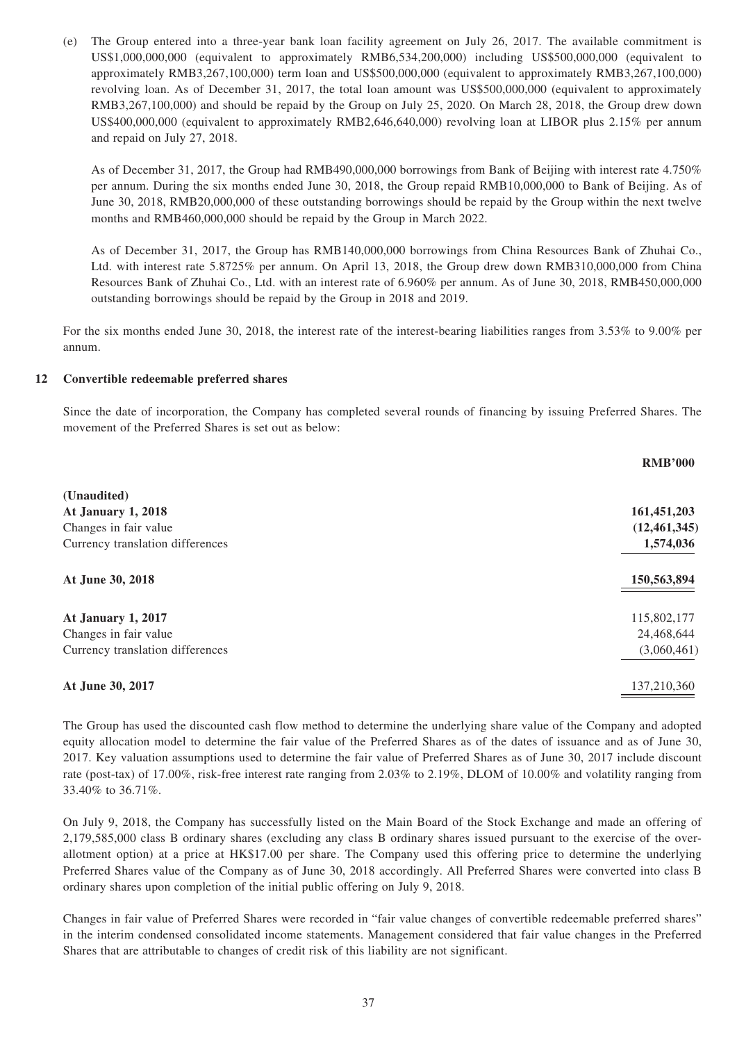(e) The Group entered into a three-year bank loan facility agreement on July 26, 2017. The available commitment is US$1,000,000,000 (equivalent to approximately RMB6,534,200,000) including US$500,000,000 (equivalent to approximately RMB3,267,100,000) term loan and US$500,000,000 (equivalent to approximately RMB3,267,100,000) revolving loan. As of December 31, 2017, the total loan amount was US$500,000,000 (equivalent to approximately RMB3,267,100,000) and should be repaid by the Group on July 25, 2020. On March 28, 2018, the Group drew down US$400,000,000 (equivalent to approximately RMB2,646,640,000) revolving loan at LIBOR plus 2.15% per annum and repaid on July 27, 2018.

As of December 31, 2017, the Group had RMB490,000,000 borrowings from Bank of Beijing with interest rate 4.750% per annum. During the six months ended June 30, 2018, the Group repaid RMB10,000,000 to Bank of Beijing. As of June 30, 2018, RMB20,000,000 of these outstanding borrowings should be repaid by the Group within the next twelve months and RMB460,000,000 should be repaid by the Group in March 2022.

As of December 31, 2017, the Group has RMB140,000,000 borrowings from China Resources Bank of Zhuhai Co., Ltd. with interest rate 5.8725% per annum. On April 13, 2018, the Group drew down RMB310,000,000 from China Resources Bank of Zhuhai Co., Ltd. with an interest rate of 6.960% per annum. As of June 30, 2018, RMB450,000,000 outstanding borrowings should be repaid by the Group in 2018 and 2019.

For the six months ended June 30, 2018, the interest rate of the interest-bearing liabilities ranges from 3.53% to 9.00% per annum.

## 12 Convertible redeemable preferred shares

Since the date of incorporation, the Company has completed several rounds of financing by issuing Preferred Shares. The movement of the Preferred Shares is set out as below:

| | **RMB'000** |
|---|---|
| **(Unaudited)** | |
| **At January 1, 2018** | **161,451,203** |
| Changes in fair value | **(12,461,345)** |
| Currency translation differences | **1,574,036** |
| **At June 30, 2018** | **150,563,894** |
| **At January 1, 2017** | 115,802,177 |
| Changes in fair value | 24,468,644 |
| Currency translation differences | (3,060,461) |
| **At June 30, 2017** | 137,210,360 |

The Group has used the discounted cash flow method to determine the underlying share value of the Company and adopted equity allocation model to determine the fair value of the Preferred Shares as of the dates of issuance and as of June 30, 2017. Key valuation assumptions used to determine the fair value of Preferred Shares as of June 30, 2017 include discount rate (post-tax) of 17.00%, risk-free interest rate ranging from 2.03% to 2.19%, DLOM of 10.00% and volatility ranging from 33.40% to 36.71%.

On July 9, 2018, the Company has successfully listed on the Main Board of the Stock Exchange and made an offering of 2,179,585,000 class B ordinary shares (excluding any class B ordinary shares issued pursuant to the exercise of the over-allotment option) at a price at HK$17.00 per share. The Company used this offering price to determine the underlying Preferred Shares value of the Company as of June 30, 2018 accordingly. All Preferred Shares were converted into class B ordinary shares upon completion of the initial public offering on July 9, 2018.

Changes in fair value of Preferred Shares were recorded in "fair value changes of convertible redeemable preferred shares" in the interim condensed consolidated income statements. Management considered that fair value changes in the Preferred Shares that are attributable to changes of credit risk of this liability are not significant.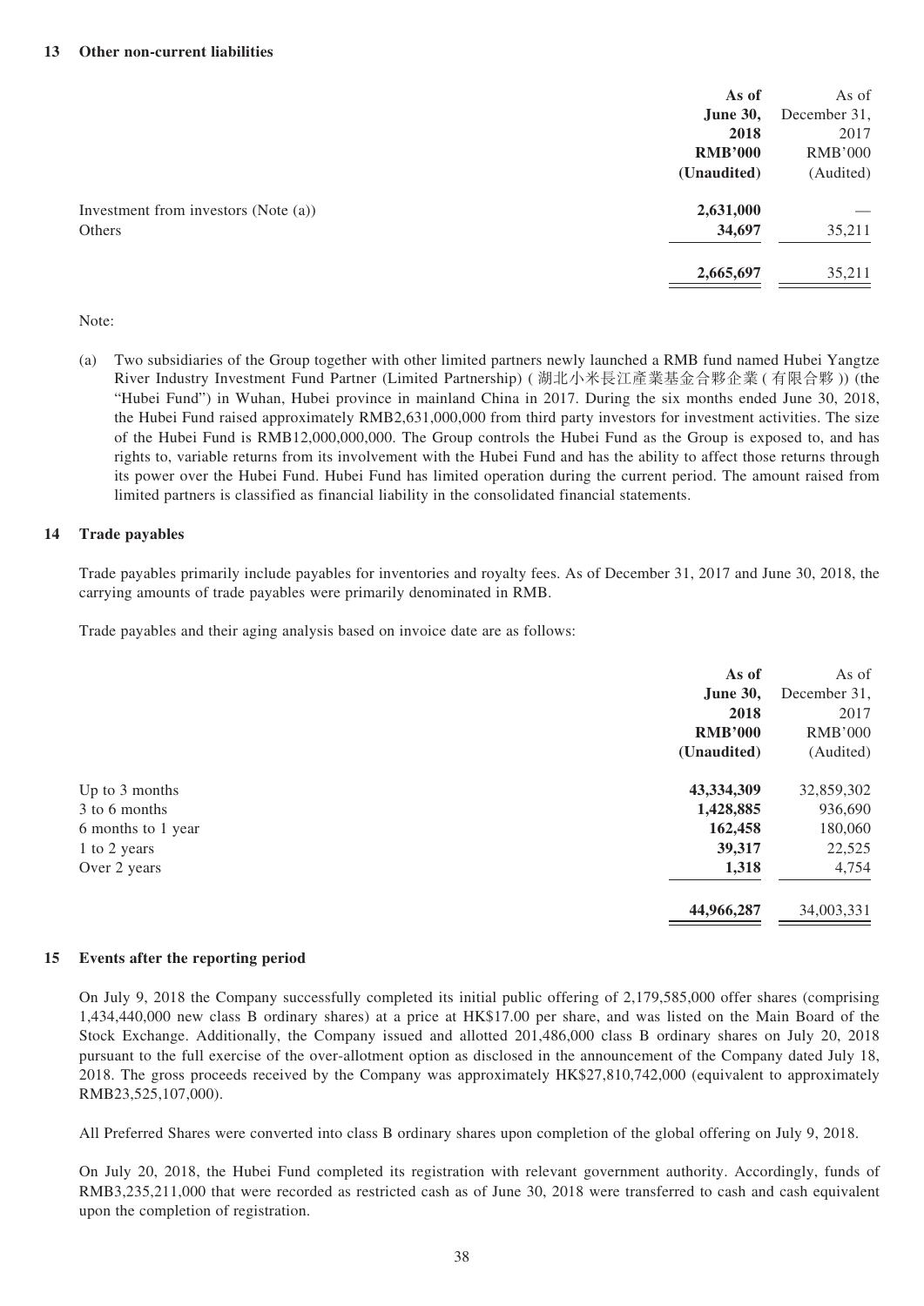## 13 Other non-current liabilities

| | As of June 30, 2018 RMB'000 (Unaudited) | As of December 31, 2017 RMB'000 (Audited) |
|---|---|---|
| Investment from investors (Note (a)) | **2,631,000** | — |
| Others | **34,697** | 35,211 |
| | **2,665,697** | 35,211 |

Note:

(a) Two subsidiaries of the Group together with other limited partners newly launched a RMB fund named Hubei Yangtze River Industry Investment Fund Partner (Limited Partnership) (湖北小米長江產業基金合夥企業(有限合夥)) (the "Hubei Fund") in Wuhan, Hubei province in mainland China in 2017. During the six months ended June 30, 2018, the Hubei Fund raised approximately RMB2,631,000,000 from third party investors for investment activities. The size of the Hubei Fund is RMB12,000,000,000. The Group controls the Hubei Fund as the Group is exposed to, and has rights to, variable returns from its involvement with the Hubei Fund and has the ability to affect those returns through its power over the Hubei Fund. Hubei Fund has limited operation during the current period. The amount raised from limited partners is classified as financial liability in the consolidated financial statements.

## 14 Trade payables

Trade payables primarily include payables for inventories and royalty fees. As of December 31, 2017 and June 30, 2018, the carrying amounts of trade payables were primarily denominated in RMB.

Trade payables and their aging analysis based on invoice date are as follows:

| | As of June 30, 2018 RMB'000 (Unaudited) | As of December 31, 2017 RMB'000 (Audited) |
|---|---|---|
| Up to 3 months | **43,334,309** | 32,859,302 |
| 3 to 6 months | **1,428,885** | 936,690 |
| 6 months to 1 year | **162,458** | 180,060 |
| 1 to 2 years | **39,317** | 22,525 |
| Over 2 years | **1,318** | 4,754 |
| | **44,966,287** | 34,003,331 |

## 15 Events after the reporting period

On July 9, 2018 the Company successfully completed its initial public offering of 2,179,585,000 offer shares (comprising 1,434,440,000 new class B ordinary shares) at a price at HK$17.00 per share, and was listed on the Main Board of the Stock Exchange. Additionally, the Company issued and allotted 201,486,000 class B ordinary shares on July 20, 2018 pursuant to the full exercise of the over-allotment option as disclosed in the announcement of the Company dated July 18, 2018. The gross proceeds received by the Company was approximately HK$27,810,742,000 (equivalent to approximately RMB23,525,107,000).

All Preferred Shares were converted into class B ordinary shares upon completion of the global offering on July 9, 2018.

On July 20, 2018, the Hubei Fund completed its registration with relevant government authority. Accordingly, funds of RMB3,235,211,000 that were recorded as restricted cash as of June 30, 2018 were transferred to cash and cash equivalent upon the completion of registration.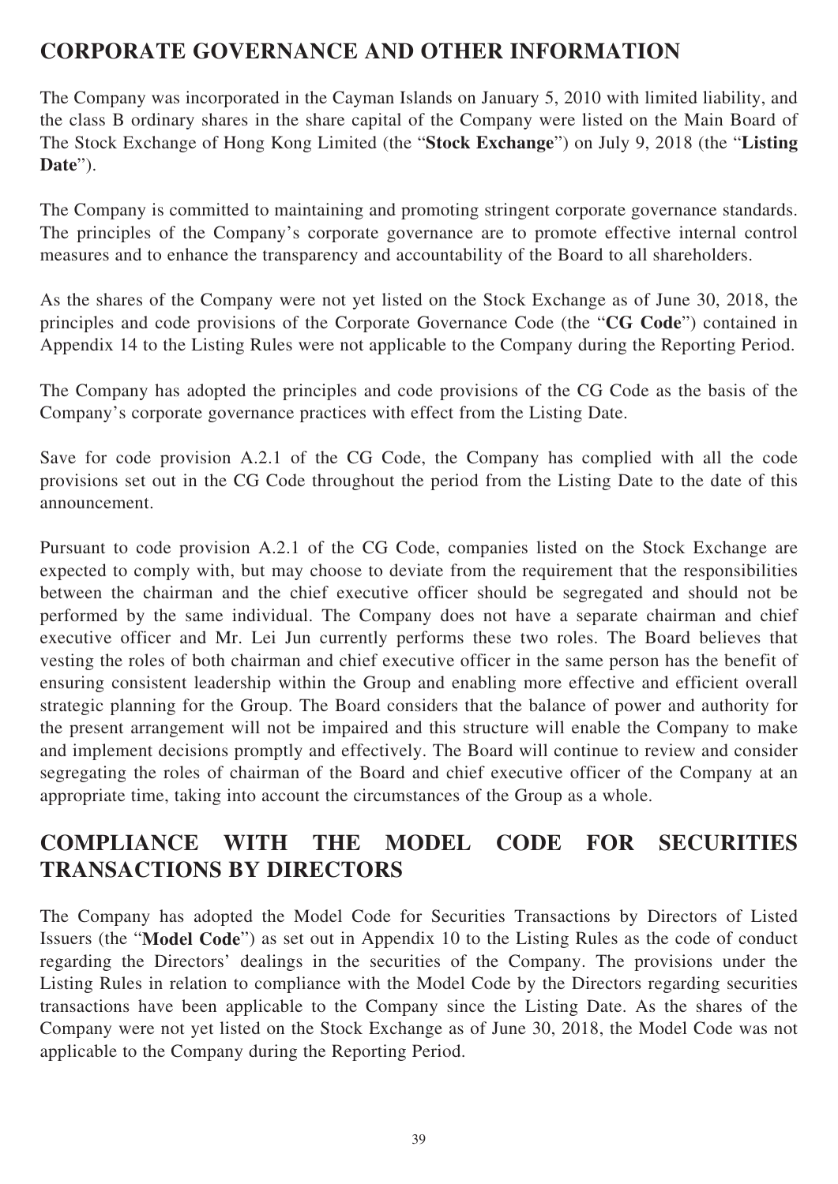## CORPORATE GOVERNANCE AND OTHER INFORMATION

The Company was incorporated in the Cayman Islands on January 5, 2010 with limited liability, and the class B ordinary shares in the share capital of the Company were listed on the Main Board of The Stock Exchange of Hong Kong Limited (the "**Stock Exchange**") on July 9, 2018 (the "**Listing Date**").

The Company is committed to maintaining and promoting stringent corporate governance standards. The principles of the Company's corporate governance are to promote effective internal control measures and to enhance the transparency and accountability of the Board to all shareholders.

As the shares of the Company were not yet listed on the Stock Exchange as of June 30, 2018, the principles and code provisions of the Corporate Governance Code (the "**CG Code**") contained in Appendix 14 to the Listing Rules were not applicable to the Company during the Reporting Period.

The Company has adopted the principles and code provisions of the CG Code as the basis of the Company's corporate governance practices with effect from the Listing Date.

Save for code provision A.2.1 of the CG Code, the Company has complied with all the code provisions set out in the CG Code throughout the period from the Listing Date to the date of this announcement.

Pursuant to code provision A.2.1 of the CG Code, companies listed on the Stock Exchange are expected to comply with, but may choose to deviate from the requirement that the responsibilities between the chairman and the chief executive officer should be segregated and should not be performed by the same individual. The Company does not have a separate chairman and chief executive officer and Mr. Lei Jun currently performs these two roles. The Board believes that vesting the roles of both chairman and chief executive officer in the same person has the benefit of ensuring consistent leadership within the Group and enabling more effective and efficient overall strategic planning for the Group. The Board considers that the balance of power and authority for the present arrangement will not be impaired and this structure will enable the Company to make and implement decisions promptly and effectively. The Board will continue to review and consider segregating the roles of chairman of the Board and chief executive officer of the Company at an appropriate time, taking into account the circumstances of the Group as a whole.

## COMPLIANCE WITH THE MODEL CODE FOR SECURITIES TRANSACTIONS BY DIRECTORS

The Company has adopted the Model Code for Securities Transactions by Directors of Listed Issuers (the "**Model Code**") as set out in Appendix 10 to the Listing Rules as the code of conduct regarding the Directors' dealings in the securities of the Company. The provisions under the Listing Rules in relation to compliance with the Model Code by the Directors regarding securities transactions have been applicable to the Company since the Listing Date. As the shares of the Company were not yet listed on the Stock Exchange as of June 30, 2018, the Model Code was not applicable to the Company during the Reporting Period.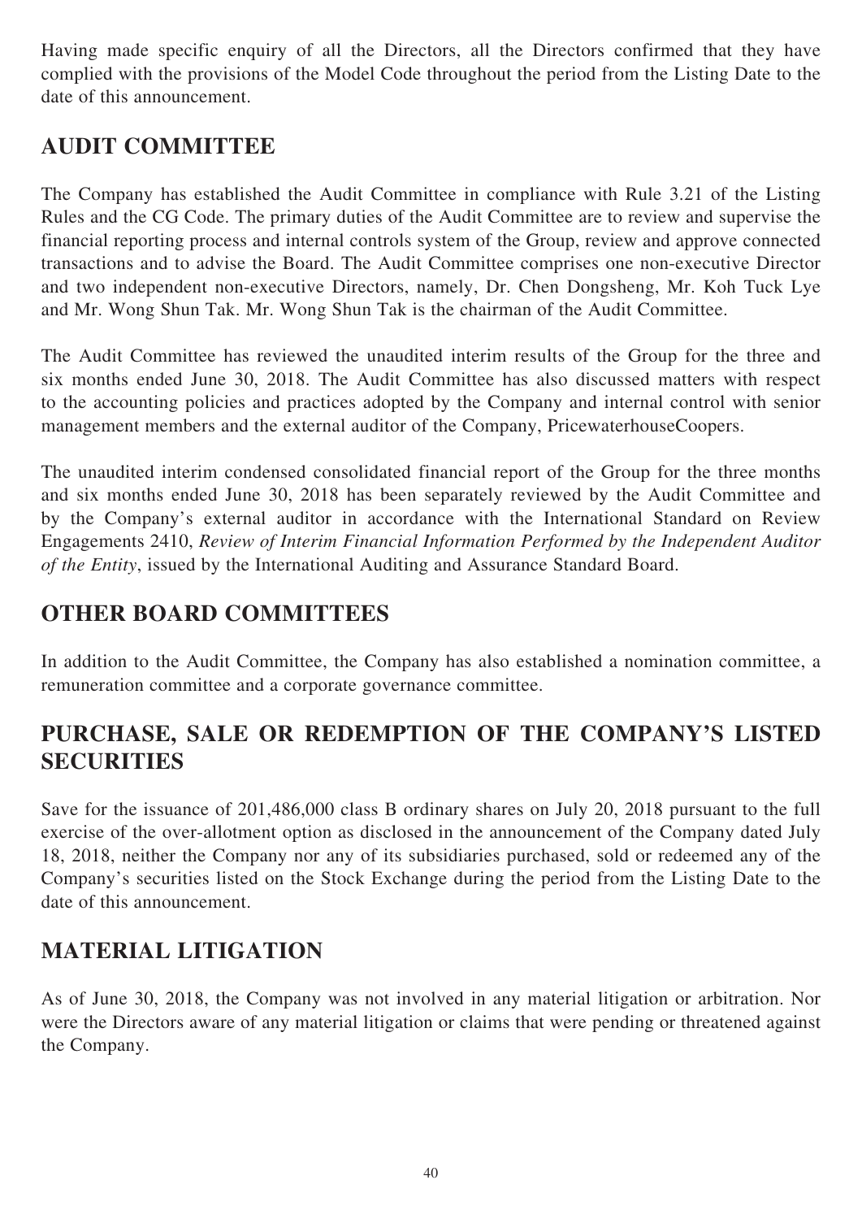Having made specific enquiry of all the Directors, all the Directors confirmed that they have complied with the provisions of the Model Code throughout the period from the Listing Date to the date of this announcement.

## AUDIT COMMITTEE

The Company has established the Audit Committee in compliance with Rule 3.21 of the Listing Rules and the CG Code. The primary duties of the Audit Committee are to review and supervise the financial reporting process and internal controls system of the Group, review and approve connected transactions and to advise the Board. The Audit Committee comprises one non-executive Director and two independent non-executive Directors, namely, Dr. Chen Dongsheng, Mr. Koh Tuck Lye and Mr. Wong Shun Tak. Mr. Wong Shun Tak is the chairman of the Audit Committee.

The Audit Committee has reviewed the unaudited interim results of the Group for the three and six months ended June 30, 2018. The Audit Committee has also discussed matters with respect to the accounting policies and practices adopted by the Company and internal control with senior management members and the external auditor of the Company, PricewaterhouseCoopers.

The unaudited interim condensed consolidated financial report of the Group for the three months and six months ended June 30, 2018 has been separately reviewed by the Audit Committee and by the Company's external auditor in accordance with the International Standard on Review Engagements 2410, *Review of Interim Financial Information Performed by the Independent Auditor of the Entity*, issued by the International Auditing and Assurance Standard Board.

## OTHER BOARD COMMITTEES

In addition to the Audit Committee, the Company has also established a nomination committee, a remuneration committee and a corporate governance committee.

## PURCHASE, SALE OR REDEMPTION OF THE COMPANY'S LISTED SECURITIES

Save for the issuance of 201,486,000 class B ordinary shares on July 20, 2018 pursuant to the full exercise of the over-allotment option as disclosed in the announcement of the Company dated July 18, 2018, neither the Company nor any of its subsidiaries purchased, sold or redeemed any of the Company's securities listed on the Stock Exchange during the period from the Listing Date to the date of this announcement.

## MATERIAL LITIGATION

As of June 30, 2018, the Company was not involved in any material litigation or arbitration. Nor were the Directors aware of any material litigation or claims that were pending or threatened against the Company.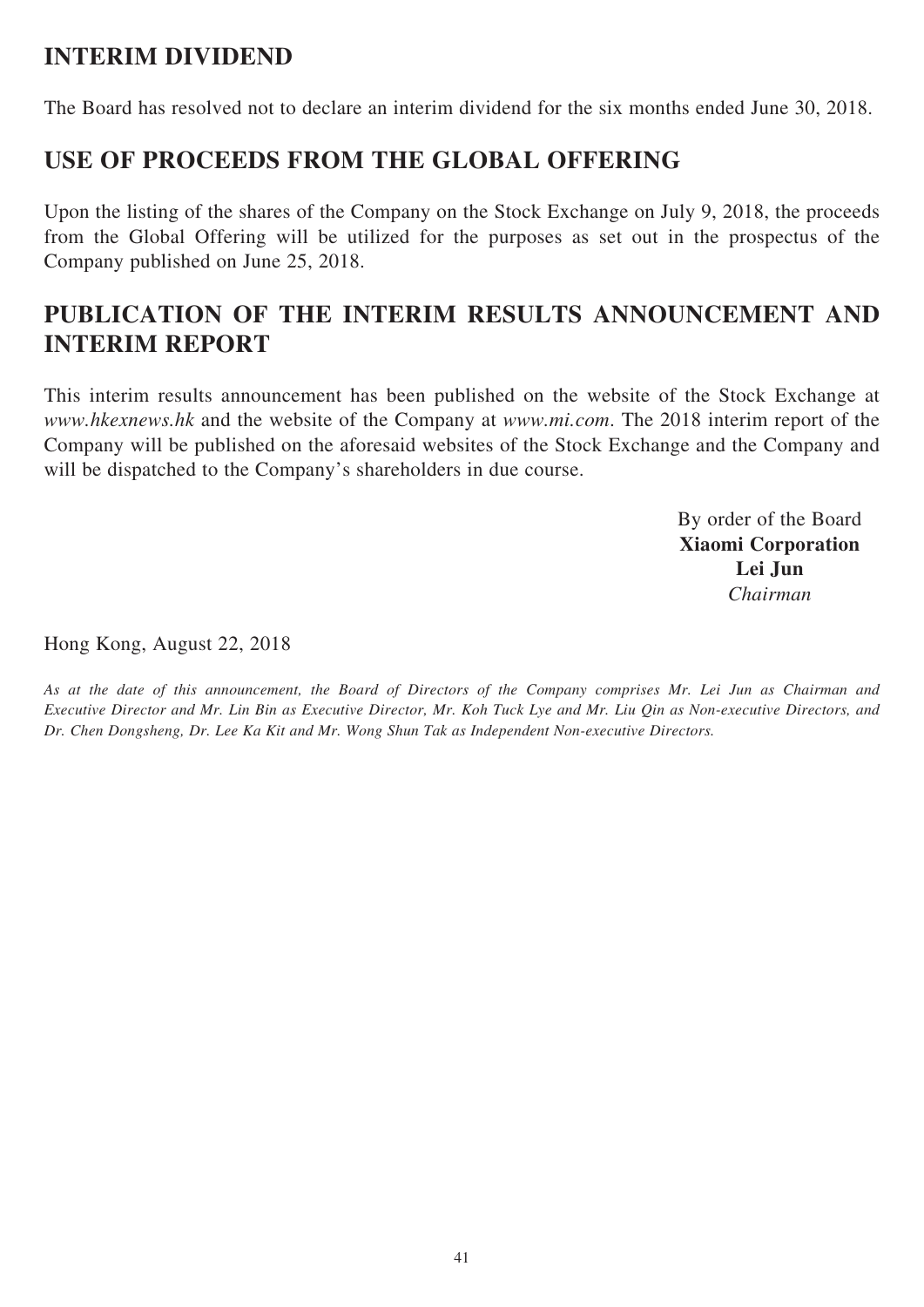## INTERIM DIVIDEND

The Board has resolved not to declare an interim dividend for the six months ended June 30, 2018.

## USE OF PROCEEDS FROM THE GLOBAL OFFERING

Upon the listing of the shares of the Company on the Stock Exchange on July 9, 2018, the proceeds from the Global Offering will be utilized for the purposes as set out in the prospectus of the Company published on June 25, 2018.

## PUBLICATION OF THE INTERIM RESULTS ANNOUNCEMENT AND INTERIM REPORT

This interim results announcement has been published on the website of the Stock Exchange at *www.hkexnews.hk* and the website of the Company at *www.mi.com*. The 2018 interim report of the Company will be published on the aforesaid websites of the Stock Exchange and the Company and will be dispatched to the Company's shareholders in due course.

By order of the Board
**Xiaomi Corporation**
**Lei Jun**
*Chairman*

Hong Kong, August 22, 2018

*As at the date of this announcement, the Board of Directors of the Company comprises Mr. Lei Jun as Chairman and Executive Director and Mr. Lin Bin as Executive Director, Mr. Koh Tuck Lye and Mr. Liu Qin as Non-executive Directors, and Dr. Chen Dongsheng, Dr. Lee Ka Kit and Mr. Wong Shun Tak as Independent Non-executive Directors.*